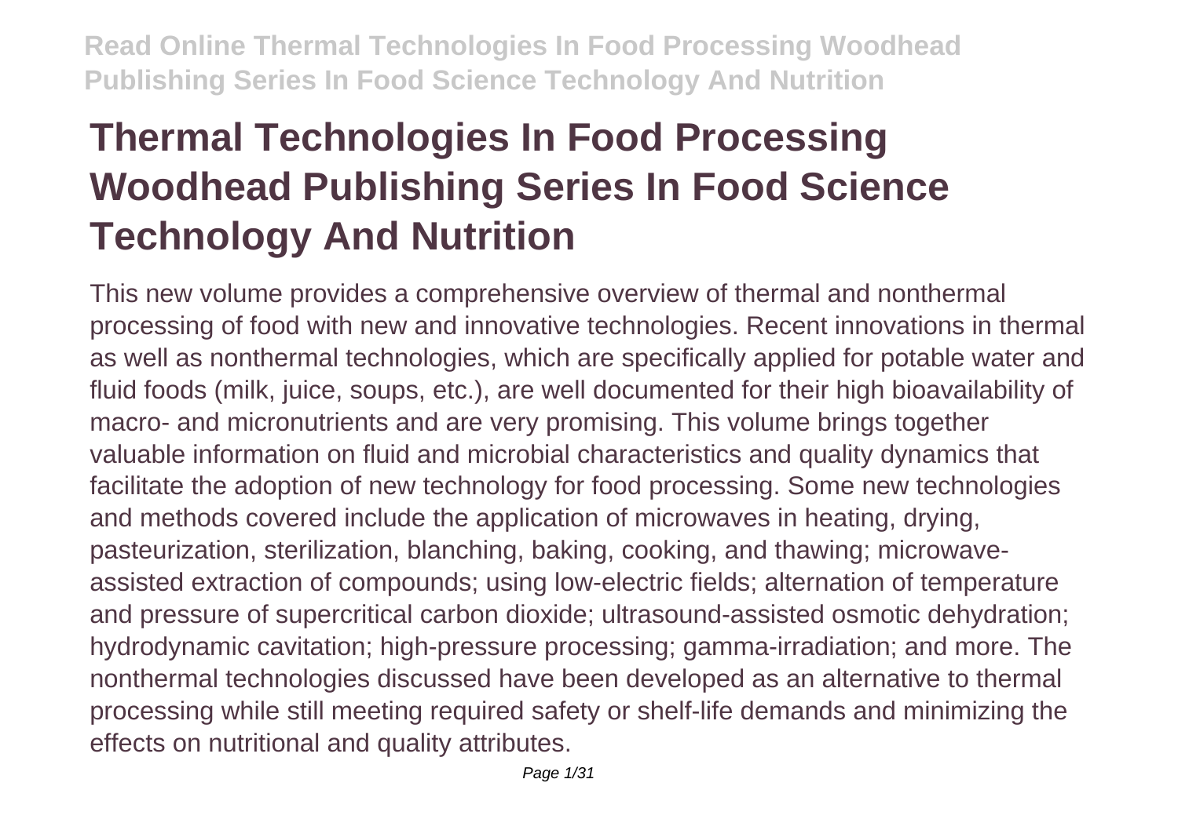# Thermal Technologies In Food Processing Woodhead Publishing Series In Food Science Technology And Nutrition

This new volume provides a comprehensive overview of thermal and nonthermal processing of food with new and innovative technologies. Recent innovations in thermal as well as nonthermal technologies, which are specifically applied for potable water and fluid foods (milk, juice, soups, etc.), are well documented for their high bioavailability of macro- and micronutrients and are very promising. This volume brings together valuable information on fluid and microbial characteristics and quality dynamics that facilitate the adoption of new technology for food processing. Some new technologies and methods covered include the application of microwaves in heating, drying, pasteurization, sterilization, blanching, baking, cooking, and thawing; microwave-assisted extraction of compounds; using low-electric fields; alternation of temperature and pressure of supercritical carbon dioxide; ultrasound-assisted osmotic dehydration; hydrodynamic cavitation; high-pressure processing; gamma-irradiation; and more. The nonthermal technologies discussed have been developed as an alternative to thermal processing while still meeting required safety or shelf-life demands and minimizing the effects on nutritional and quality attributes.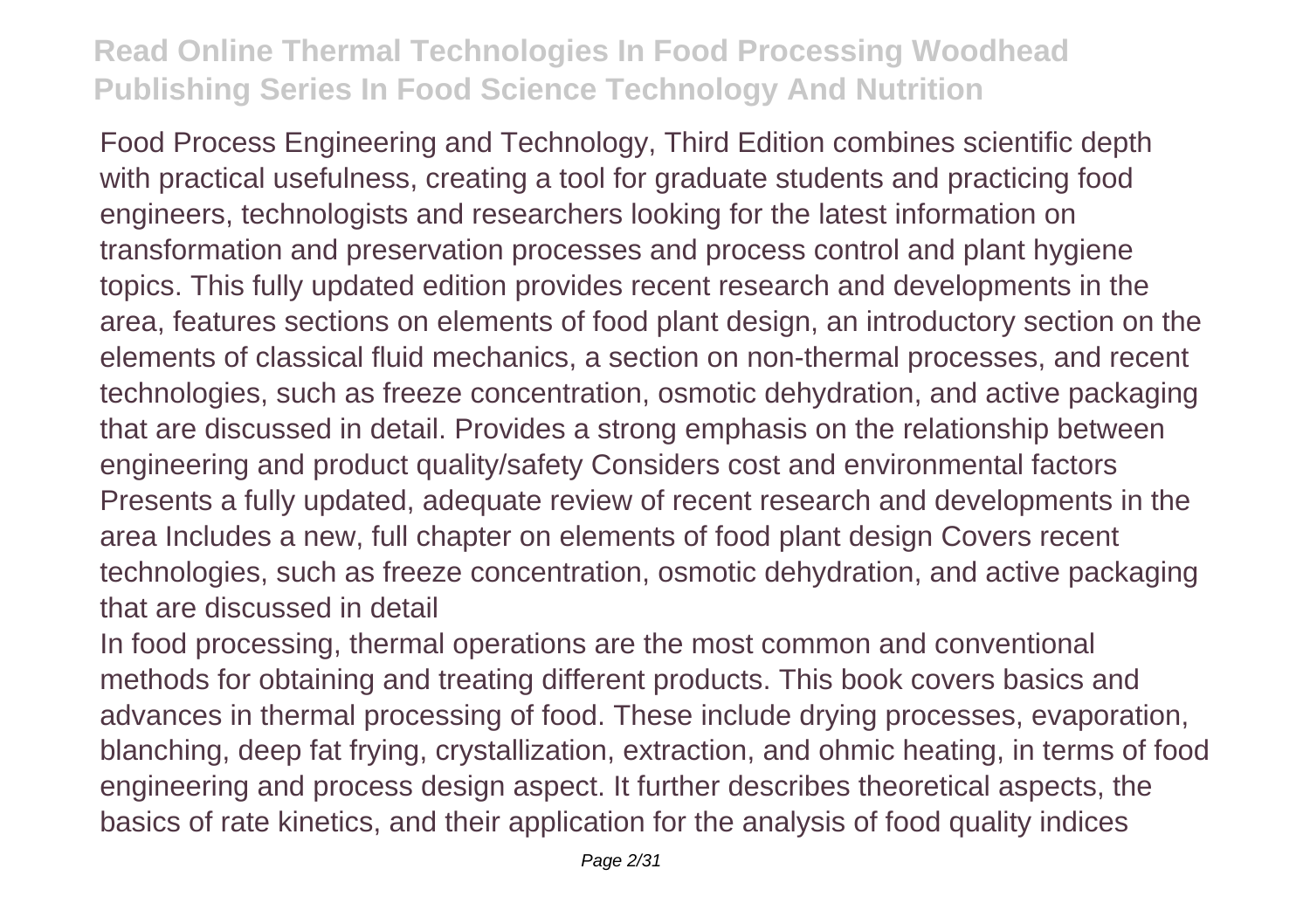Food Process Engineering and Technology, Third Edition combines scientific depth with practical usefulness, creating a tool for graduate students and practicing food engineers, technologists and researchers looking for the latest information on transformation and preservation processes and process control and plant hygiene topics. This fully updated edition provides recent research and developments in the area, features sections on elements of food plant design, an introductory section on the elements of classical fluid mechanics, a section on non-thermal processes, and recent technologies, such as freeze concentration, osmotic dehydration, and active packaging that are discussed in detail. Provides a strong emphasis on the relationship between engineering and product quality/safety Considers cost and environmental factors Presents a fully updated, adequate review of recent research and developments in the area Includes a new, full chapter on elements of food plant design Covers recent technologies, such as freeze concentration, osmotic dehydration, and active packaging that are discussed in detail

In food processing, thermal operations are the most common and conventional methods for obtaining and treating different products. This book covers basics and advances in thermal processing of food. These include drying processes, evaporation, blanching, deep fat frying, crystallization, extraction, and ohmic heating, in terms of food engineering and process design aspect. It further describes theoretical aspects, the basics of rate kinetics, and their application for the analysis of food quality indices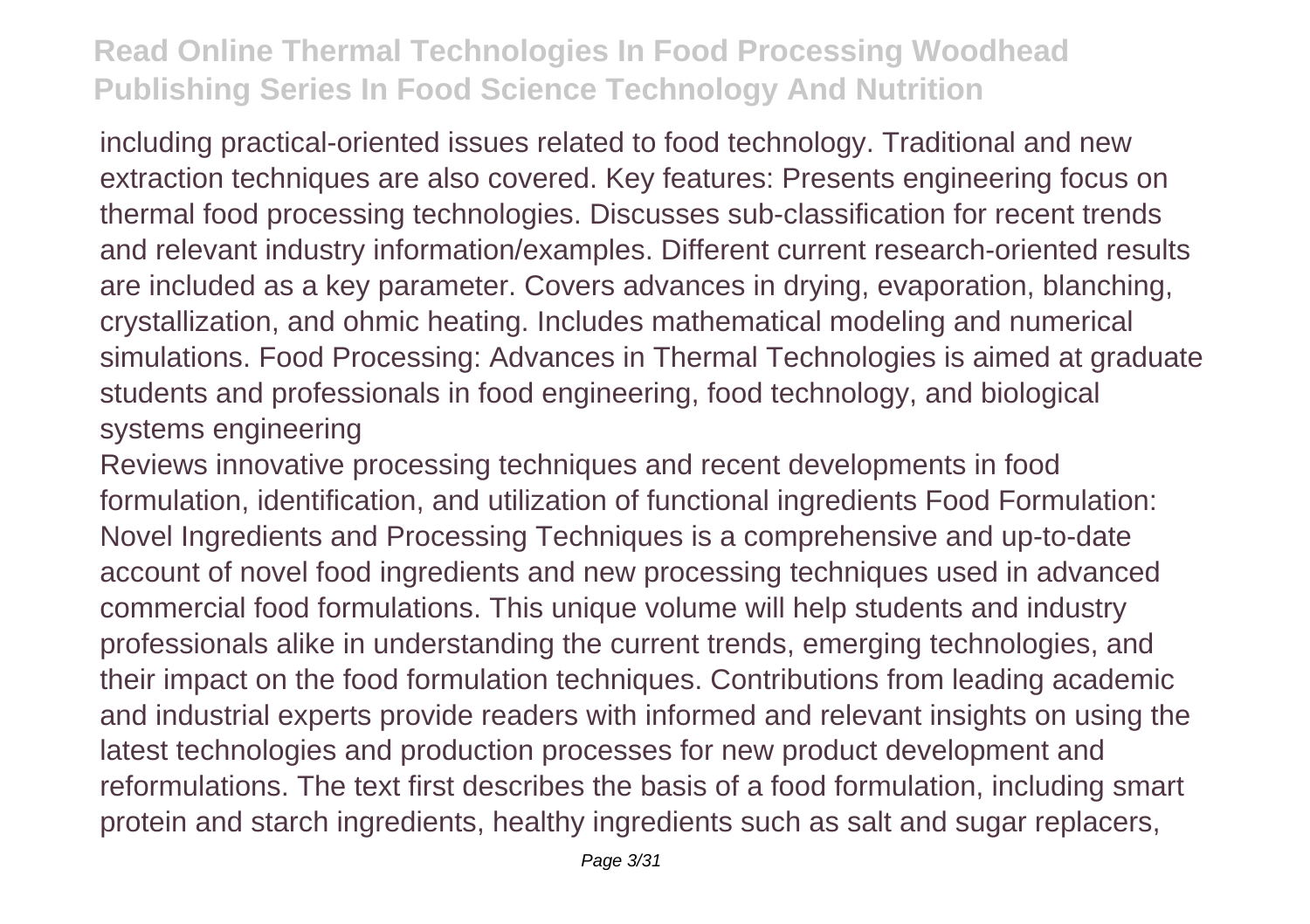including practical-oriented issues related to food technology. Traditional and new extraction techniques are also covered. Key features: Presents engineering focus on thermal food processing technologies. Discusses sub-classification for recent trends and relevant industry information/examples. Different current research-oriented results are included as a key parameter. Covers advances in drying, evaporation, blanching, crystallization, and ohmic heating. Includes mathematical modeling and numerical simulations. Food Processing: Advances in Thermal Technologies is aimed at graduate students and professionals in food engineering, food technology, and biological systems engineering

Reviews innovative processing techniques and recent developments in food formulation, identification, and utilization of functional ingredients Food Formulation: Novel Ingredients and Processing Techniques is a comprehensive and up-to-date account of novel food ingredients and new processing techniques used in advanced commercial food formulations. This unique volume will help students and industry professionals alike in understanding the current trends, emerging technologies, and their impact on the food formulation techniques. Contributions from leading academic and industrial experts provide readers with informed and relevant insights on using the latest technologies and production processes for new product development and reformulations. The text first describes the basis of a food formulation, including smart protein and starch ingredients, healthy ingredients such as salt and sugar replacers,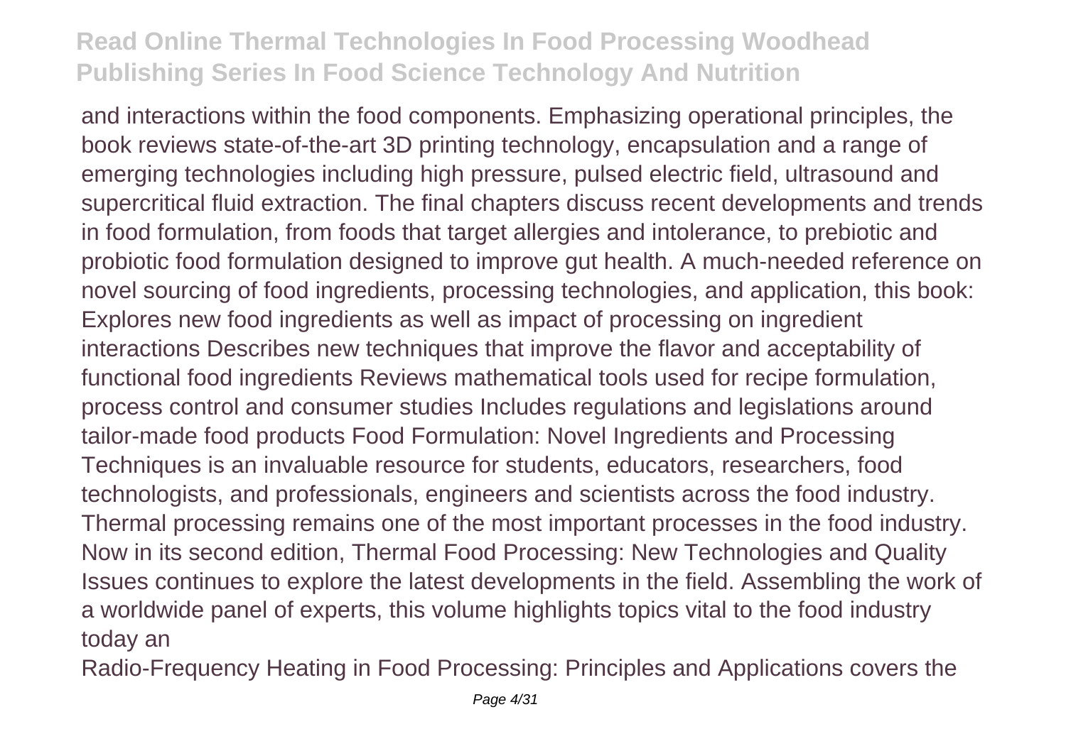and interactions within the food components. Emphasizing operational principles, the book reviews state-of-the-art 3D printing technology, encapsulation and a range of emerging technologies including high pressure, pulsed electric field, ultrasound and supercritical fluid extraction. The final chapters discuss recent developments and trends in food formulation, from foods that target allergies and intolerance, to prebiotic and probiotic food formulation designed to improve gut health. A much-needed reference on novel sourcing of food ingredients, processing technologies, and application, this book: Explores new food ingredients as well as impact of processing on ingredient interactions Describes new techniques that improve the flavor and acceptability of functional food ingredients Reviews mathematical tools used for recipe formulation, process control and consumer studies Includes regulations and legislations around tailor-made food products Food Formulation: Novel Ingredients and Processing Techniques is an invaluable resource for students, educators, researchers, food technologists, and professionals, engineers and scientists across the food industry. Thermal processing remains one of the most important processes in the food industry. Now in its second edition, Thermal Food Processing: New Technologies and Quality Issues continues to explore the latest developments in the field. Assembling the work of a worldwide panel of experts, this volume highlights topics vital to the food industry today an

Radio-Frequency Heating in Food Processing: Principles and Applications covers the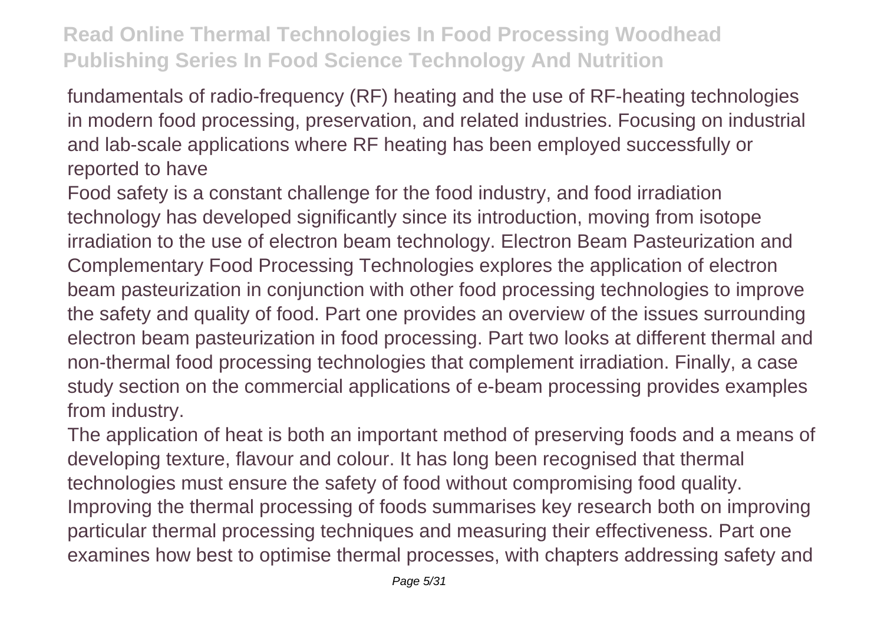fundamentals of radio-frequency (RF) heating and the use of RF-heating technologies in modern food processing, preservation, and related industries. Focusing on industrial and lab-scale applications where RF heating has been employed successfully or reported to have

Food safety is a constant challenge for the food industry, and food irradiation technology has developed significantly since its introduction, moving from isotope irradiation to the use of electron beam technology. Electron Beam Pasteurization and Complementary Food Processing Technologies explores the application of electron beam pasteurization in conjunction with other food processing technologies to improve the safety and quality of food. Part one provides an overview of the issues surrounding electron beam pasteurization in food processing. Part two looks at different thermal and non-thermal food processing technologies that complement irradiation. Finally, a case study section on the commercial applications of e-beam processing provides examples from industry.

The application of heat is both an important method of preserving foods and a means of developing texture, flavour and colour. It has long been recognised that thermal technologies must ensure the safety of food without compromising food quality. Improving the thermal processing of foods summarises key research both on improving particular thermal processing techniques and measuring their effectiveness. Part one examines how best to optimise thermal processes, with chapters addressing safety and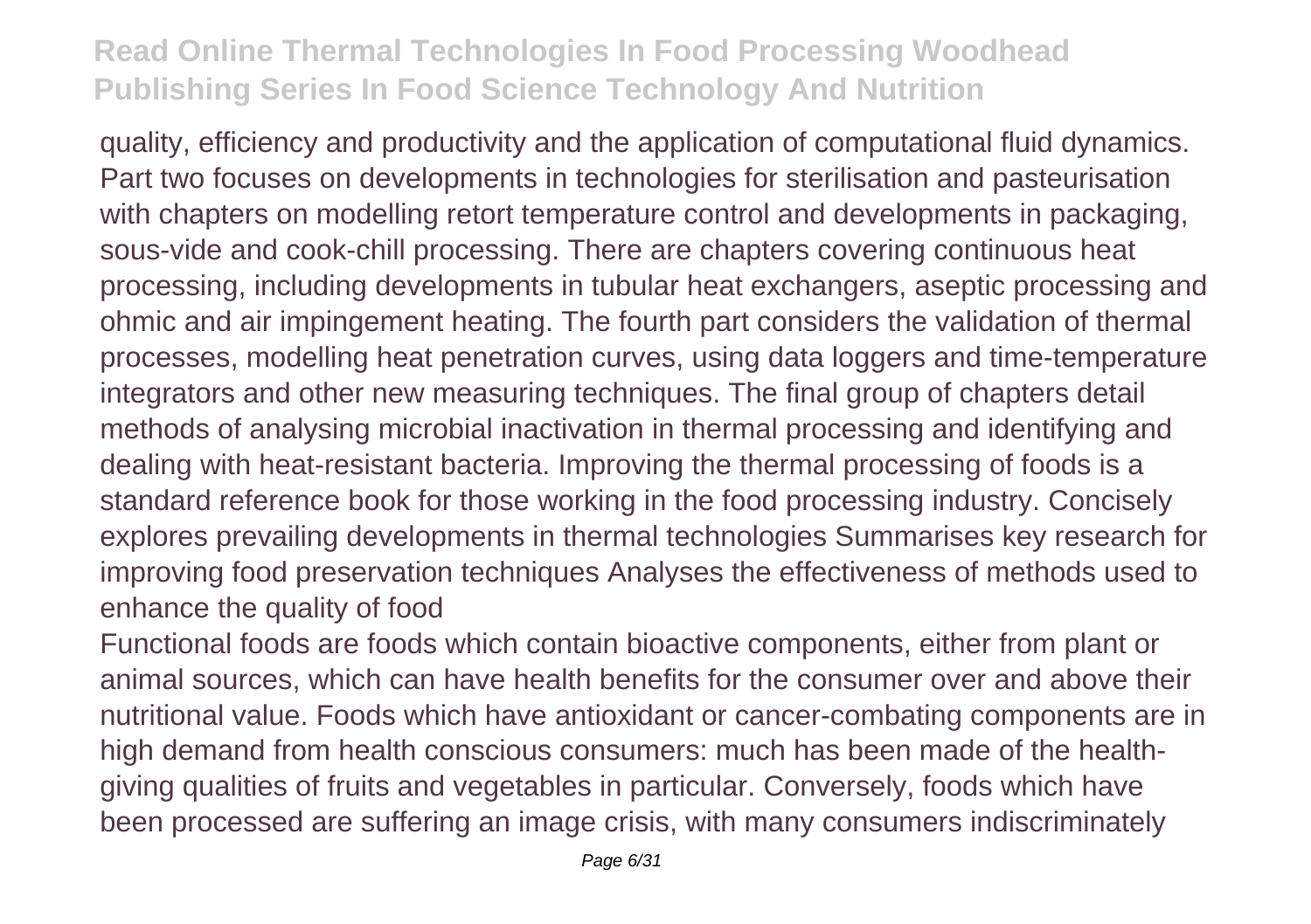quality, efficiency and productivity and the application of computational fluid dynamics. Part two focuses on developments in technologies for sterilisation and pasteurisation with chapters on modelling retort temperature control and developments in packaging, sous-vide and cook-chill processing. There are chapters covering continuous heat processing, including developments in tubular heat exchangers, aseptic processing and ohmic and air impingement heating. The fourth part considers the validation of thermal processes, modelling heat penetration curves, using data loggers and time-temperature integrators and other new measuring techniques. The final group of chapters detail methods of analysing microbial inactivation in thermal processing and identifying and dealing with heat-resistant bacteria. Improving the thermal processing of foods is a standard reference book for those working in the food processing industry. Concisely explores prevailing developments in thermal technologies Summarises key research for improving food preservation techniques Analyses the effectiveness of methods used to enhance the quality of food

Functional foods are foods which contain bioactive components, either from plant or animal sources, which can have health benefits for the consumer over and above their nutritional value. Foods which have antioxidant or cancer-combating components are in high demand from health conscious consumers: much has been made of the health-giving qualities of fruits and vegetables in particular. Conversely, foods which have been processed are suffering an image crisis, with many consumers indiscriminately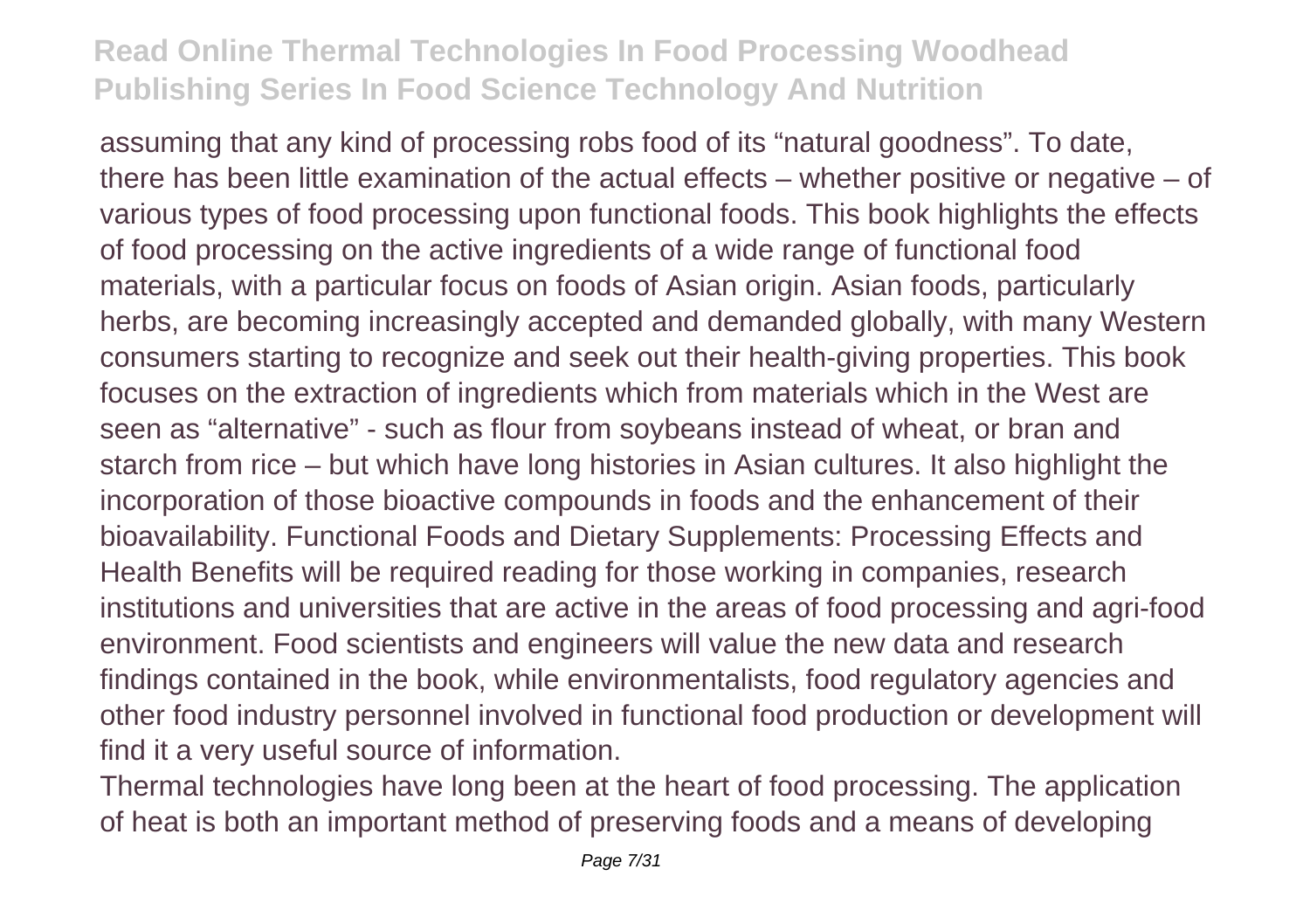assuming that any kind of processing robs food of its “natural goodness”. To date, there has been little examination of the actual effects – whether positive or negative – of various types of food processing upon functional foods. This book highlights the effects of food processing on the active ingredients of a wide range of functional food materials, with a particular focus on foods of Asian origin. Asian foods, particularly herbs, are becoming increasingly accepted and demanded globally, with many Western consumers starting to recognize and seek out their health-giving properties. This book focuses on the extraction of ingredients which from materials which in the West are seen as “alternative” - such as flour from soybeans instead of wheat, or bran and starch from rice – but which have long histories in Asian cultures. It also highlight the incorporation of those bioactive compounds in foods and the enhancement of their bioavailability. Functional Foods and Dietary Supplements: Processing Effects and Health Benefits will be required reading for those working in companies, research institutions and universities that are active in the areas of food processing and agri-food environment. Food scientists and engineers will value the new data and research findings contained in the book, while environmentalists, food regulatory agencies and other food industry personnel involved in functional food production or development will find it a very useful source of information.

Thermal technologies have long been at the heart of food processing. The application of heat is both an important method of preserving foods and a means of developing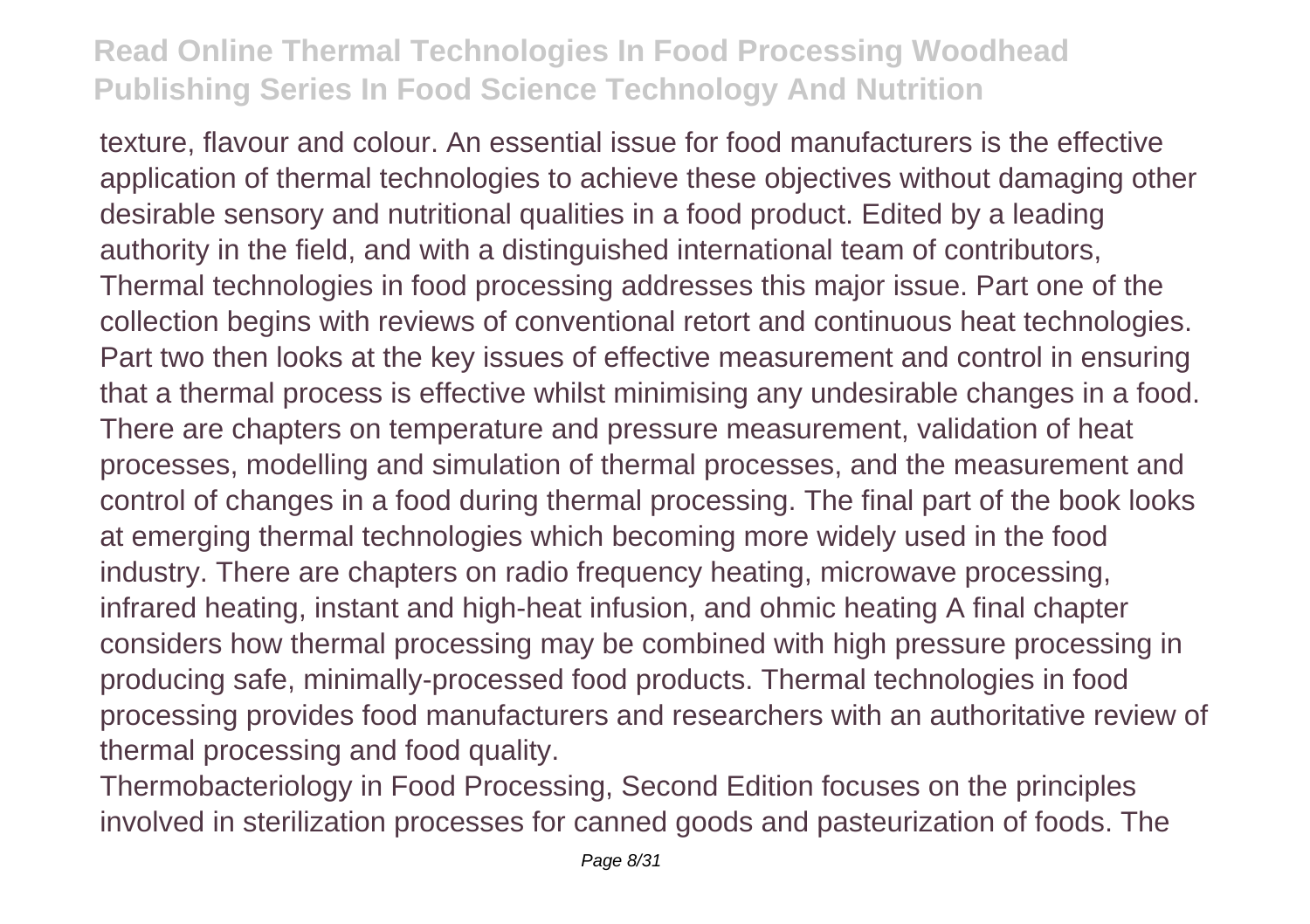texture, flavour and colour. An essential issue for food manufacturers is the effective application of thermal technologies to achieve these objectives without damaging other desirable sensory and nutritional qualities in a food product. Edited by a leading authority in the field, and with a distinguished international team of contributors, Thermal technologies in food processing addresses this major issue. Part one of the collection begins with reviews of conventional retort and continuous heat technologies. Part two then looks at the key issues of effective measurement and control in ensuring that a thermal process is effective whilst minimising any undesirable changes in a food. There are chapters on temperature and pressure measurement, validation of heat processes, modelling and simulation of thermal processes, and the measurement and control of changes in a food during thermal processing. The final part of the book looks at emerging thermal technologies which becoming more widely used in the food industry. There are chapters on radio frequency heating, microwave processing, infrared heating, instant and high-heat infusion, and ohmic heating A final chapter considers how thermal processing may be combined with high pressure processing in producing safe, minimally-processed food products. Thermal technologies in food processing provides food manufacturers and researchers with an authoritative review of thermal processing and food quality.

Thermobacteriology in Food Processing, Second Edition focuses on the principles involved in sterilization processes for canned goods and pasteurization of foods. The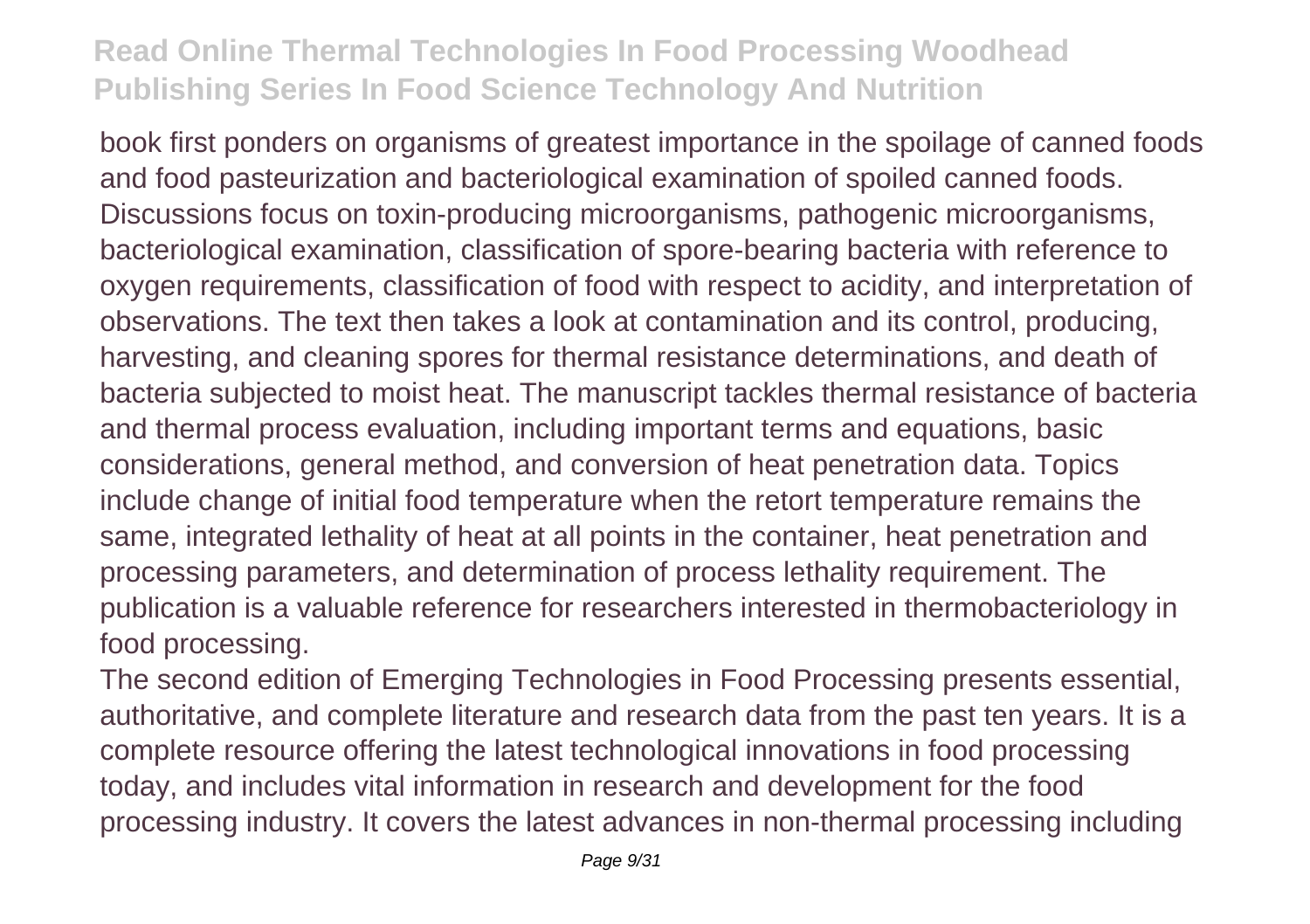book first ponders on organisms of greatest importance in the spoilage of canned foods and food pasteurization and bacteriological examination of spoiled canned foods. Discussions focus on toxin-producing microorganisms, pathogenic microorganisms, bacteriological examination, classification of spore-bearing bacteria with reference to oxygen requirements, classification of food with respect to acidity, and interpretation of observations. The text then takes a look at contamination and its control, producing, harvesting, and cleaning spores for thermal resistance determinations, and death of bacteria subjected to moist heat. The manuscript tackles thermal resistance of bacteria and thermal process evaluation, including important terms and equations, basic considerations, general method, and conversion of heat penetration data. Topics include change of initial food temperature when the retort temperature remains the same, integrated lethality of heat at all points in the container, heat penetration and processing parameters, and determination of process lethality requirement. The publication is a valuable reference for researchers interested in thermobacteriology in food processing.

The second edition of Emerging Technologies in Food Processing presents essential, authoritative, and complete literature and research data from the past ten years. It is a complete resource offering the latest technological innovations in food processing today, and includes vital information in research and development for the food processing industry. It covers the latest advances in non-thermal processing including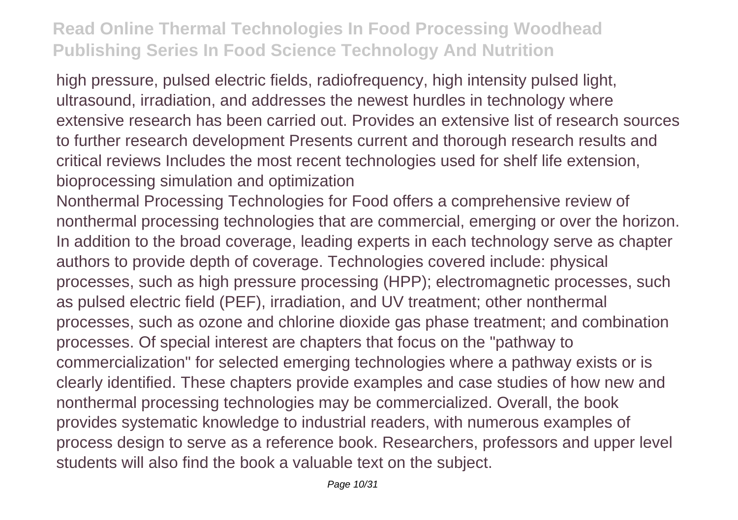high pressure, pulsed electric fields, radiofrequency, high intensity pulsed light, ultrasound, irradiation, and addresses the newest hurdles in technology where extensive research has been carried out. Provides an extensive list of research sources to further research development Presents current and thorough research results and critical reviews Includes the most recent technologies used for shelf life extension, bioprocessing simulation and optimization

Nonthermal Processing Technologies for Food offers a comprehensive review of nonthermal processing technologies that are commercial, emerging or over the horizon. In addition to the broad coverage, leading experts in each technology serve as chapter authors to provide depth of coverage. Technologies covered include: physical processes, such as high pressure processing (HPP); electromagnetic processes, such as pulsed electric field (PEF), irradiation, and UV treatment; other nonthermal processes, such as ozone and chlorine dioxide gas phase treatment; and combination processes. Of special interest are chapters that focus on the "pathway to commercialization" for selected emerging technologies where a pathway exists or is clearly identified. These chapters provide examples and case studies of how new and nonthermal processing technologies may be commercialized. Overall, the book provides systematic knowledge to industrial readers, with numerous examples of process design to serve as a reference book. Researchers, professors and upper level students will also find the book a valuable text on the subject.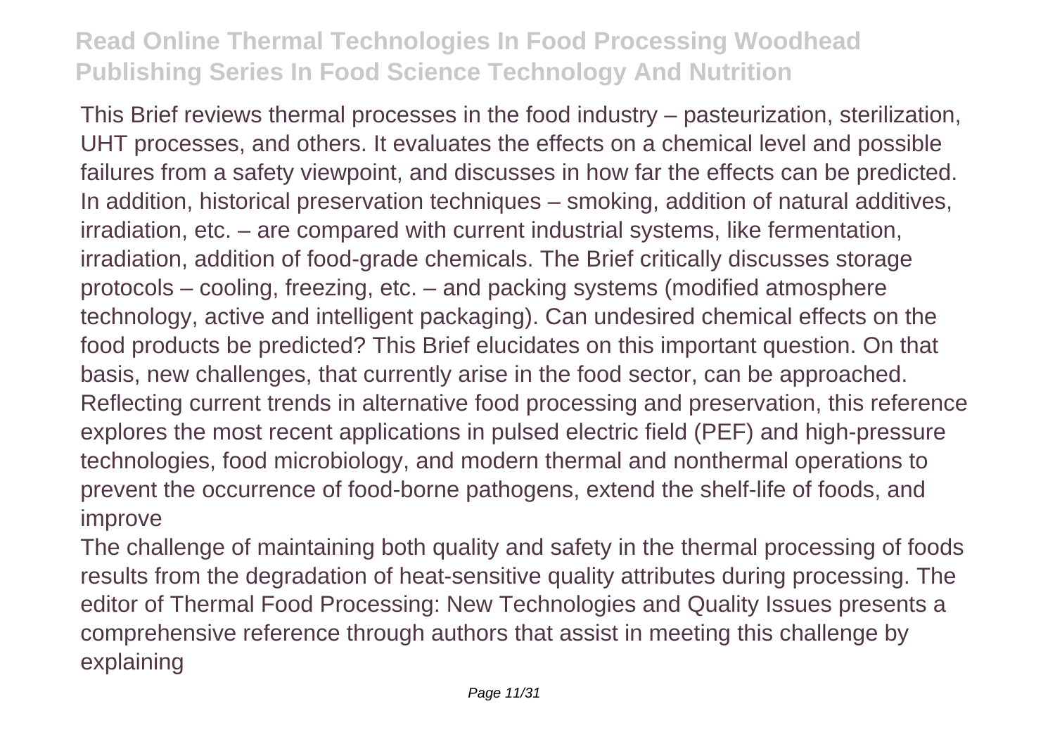This Brief reviews thermal processes in the food industry – pasteurization, sterilization, UHT processes, and others. It evaluates the effects on a chemical level and possible failures from a safety viewpoint, and discusses in how far the effects can be predicted. In addition, historical preservation techniques – smoking, addition of natural additives, irradiation, etc. – are compared with current industrial systems, like fermentation, irradiation, addition of food-grade chemicals. The Brief critically discusses storage protocols – cooling, freezing, etc. – and packing systems (modified atmosphere technology, active and intelligent packaging). Can undesired chemical effects on the food products be predicted? This Brief elucidates on this important question. On that basis, new challenges, that currently arise in the food sector, can be approached. Reflecting current trends in alternative food processing and preservation, this reference explores the most recent applications in pulsed electric field (PEF) and high-pressure technologies, food microbiology, and modern thermal and nonthermal operations to prevent the occurrence of food-borne pathogens, extend the shelf-life of foods, and improve

The challenge of maintaining both quality and safety in the thermal processing of foods results from the degradation of heat-sensitive quality attributes during processing. The editor of Thermal Food Processing: New Technologies and Quality Issues presents a comprehensive reference through authors that assist in meeting this challenge by explaining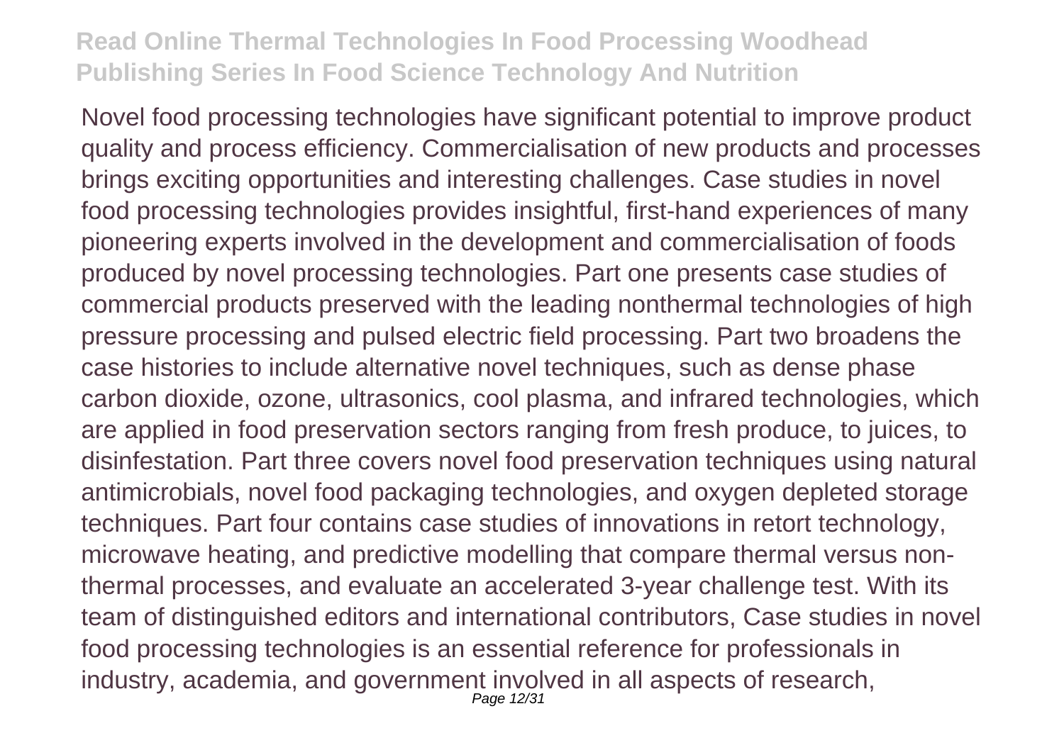Novel food processing technologies have significant potential to improve product quality and process efficiency. Commercialisation of new products and processes brings exciting opportunities and interesting challenges. Case studies in novel food processing technologies provides insightful, first-hand experiences of many pioneering experts involved in the development and commercialisation of foods produced by novel processing technologies. Part one presents case studies of commercial products preserved with the leading nonthermal technologies of high pressure processing and pulsed electric field processing. Part two broadens the case histories to include alternative novel techniques, such as dense phase carbon dioxide, ozone, ultrasonics, cool plasma, and infrared technologies, which are applied in food preservation sectors ranging from fresh produce, to juices, to disinfestation. Part three covers novel food preservation techniques using natural antimicrobials, novel food packaging technologies, and oxygen depleted storage techniques. Part four contains case studies of innovations in retort technology, microwave heating, and predictive modelling that compare thermal versus non-thermal processes, and evaluate an accelerated 3-year challenge test. With its team of distinguished editors and international contributors, Case studies in novel food processing technologies is an essential reference for professionals in industry, academia, and government involved in all aspects of research,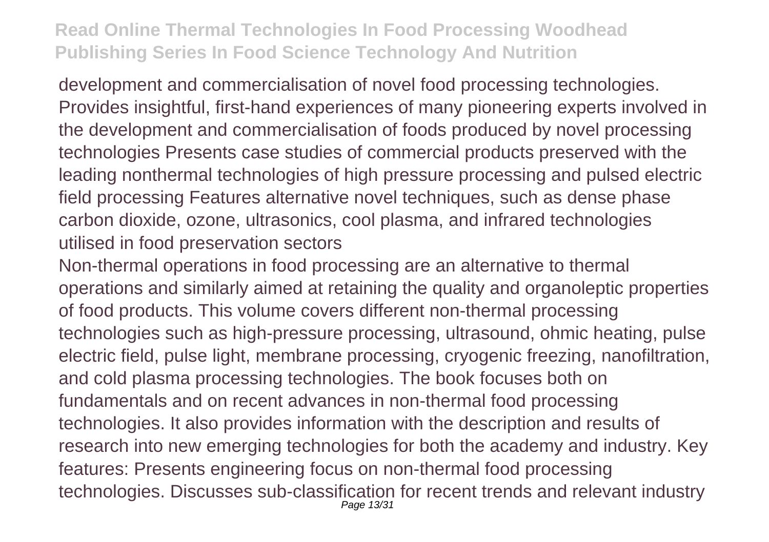development and commercialisation of novel food processing technologies. Provides insightful, first-hand experiences of many pioneering experts involved in the development and commercialisation of foods produced by novel processing technologies Presents case studies of commercial products preserved with the leading nonthermal technologies of high pressure processing and pulsed electric field processing Features alternative novel techniques, such as dense phase carbon dioxide, ozone, ultrasonics, cool plasma, and infrared technologies utilised in food preservation sectors

Non-thermal operations in food processing are an alternative to thermal operations and similarly aimed at retaining the quality and organoleptic properties of food products. This volume covers different non-thermal processing technologies such as high-pressure processing, ultrasound, ohmic heating, pulse electric field, pulse light, membrane processing, cryogenic freezing, nanofiltration, and cold plasma processing technologies. The book focuses both on fundamentals and on recent advances in non-thermal food processing technologies. It also provides information with the description and results of research into new emerging technologies for both the academy and industry. Key features: Presents engineering focus on non-thermal food processing technologies. Discusses sub-classification for recent trends and relevant industry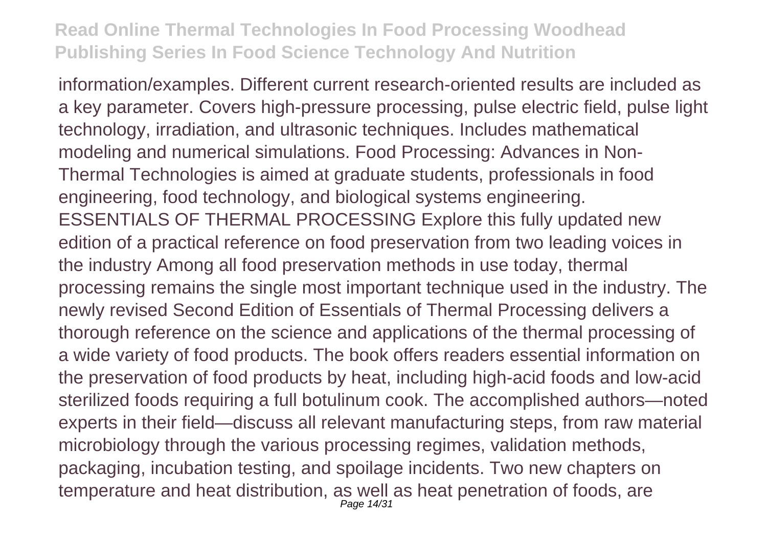information/examples. Different current research-oriented results are included as a key parameter. Covers high-pressure processing, pulse electric field, pulse light technology, irradiation, and ultrasonic techniques. Includes mathematical modeling and numerical simulations. Food Processing: Advances in Non-Thermal Technologies is aimed at graduate students, professionals in food engineering, food technology, and biological systems engineering. ESSENTIALS OF THERMAL PROCESSING Explore this fully updated new edition of a practical reference on food preservation from two leading voices in the industry Among all food preservation methods in use today, thermal processing remains the single most important technique used in the industry. The newly revised Second Edition of Essentials of Thermal Processing delivers a thorough reference on the science and applications of the thermal processing of a wide variety of food products. The book offers readers essential information on the preservation of food products by heat, including high-acid foods and low-acid sterilized foods requiring a full botulinum cook. The accomplished authors—noted experts in their field—discuss all relevant manufacturing steps, from raw material microbiology through the various processing regimes, validation methods, packaging, incubation testing, and spoilage incidents. Two new chapters on temperature and heat distribution, as well as heat penetration of foods, are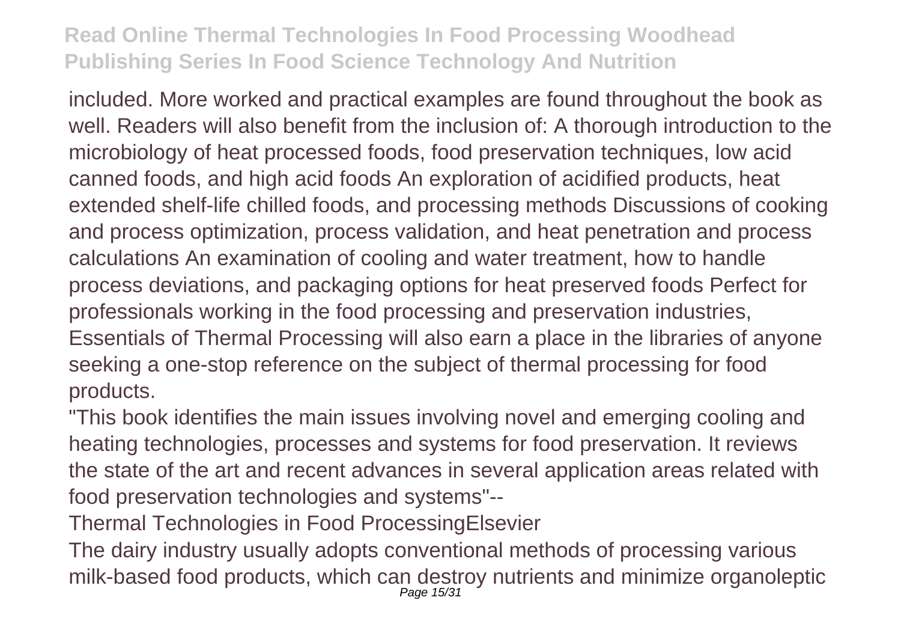included. More worked and practical examples are found throughout the book as well. Readers will also benefit from the inclusion of: A thorough introduction to the microbiology of heat processed foods, food preservation techniques, low acid canned foods, and high acid foods An exploration of acidified products, heat extended shelf-life chilled foods, and processing methods Discussions of cooking and process optimization, process validation, and heat penetration and process calculations An examination of cooling and water treatment, how to handle process deviations, and packaging options for heat preserved foods Perfect for professionals working in the food processing and preservation industries, Essentials of Thermal Processing will also earn a place in the libraries of anyone seeking a one-stop reference on the subject of thermal processing for food products.

"This book identifies the main issues involving novel and emerging cooling and heating technologies, processes and systems for food preservation. It reviews the state of the art and recent advances in several application areas related with food preservation technologies and systems"--

Thermal Technologies in Food ProcessingElsevier

The dairy industry usually adopts conventional methods of processing various milk-based food products, which can destroy nutrients and minimize organoleptic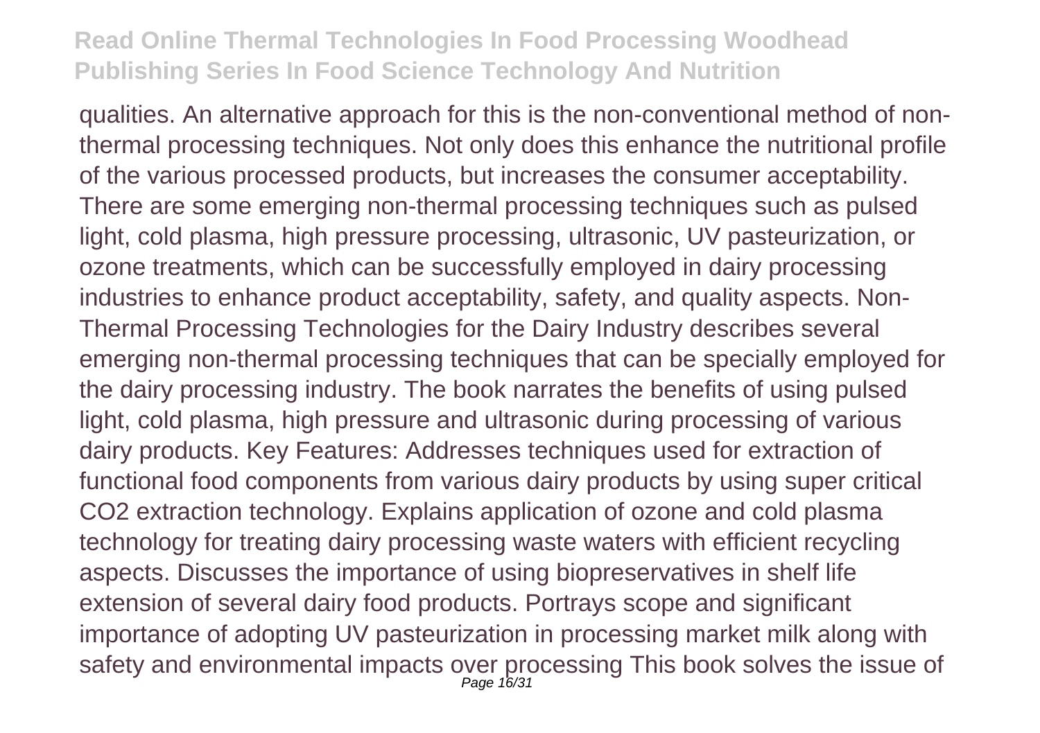qualities. An alternative approach for this is the non-conventional method of non-thermal processing techniques. Not only does this enhance the nutritional profile of the various processed products, but increases the consumer acceptability. There are some emerging non-thermal processing techniques such as pulsed light, cold plasma, high pressure processing, ultrasonic, UV pasteurization, or ozone treatments, which can be successfully employed in dairy processing industries to enhance product acceptability, safety, and quality aspects. Non-Thermal Processing Technologies for the Dairy Industry describes several emerging non-thermal processing techniques that can be specially employed for the dairy processing industry. The book narrates the benefits of using pulsed light, cold plasma, high pressure and ultrasonic during processing of various dairy products. Key Features: Addresses techniques used for extraction of functional food components from various dairy products by using super critical $CO_2$ extraction technology. Explains application of ozone and cold plasma technology for treating dairy processing waste waters with efficient recycling aspects. Discusses the importance of using biopreservatives in shelf life extension of several dairy food products. Portrays scope and significant importance of adopting UV pasteurization in processing market milk along with safety and environmental impacts over processing This book solves the issue of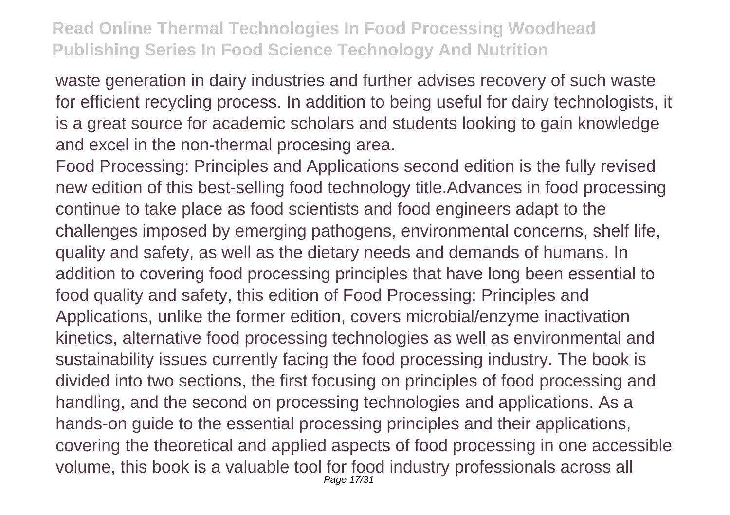waste generation in dairy industries and further advises recovery of such waste for efficient recycling process. In addition to being useful for dairy technologists, it is a great source for academic scholars and students looking to gain knowledge and excel in the non-thermal procesing area.

Food Processing: Principles and Applications second edition is the fully revised new edition of this best-selling food technology title.Advances in food processing continue to take place as food scientists and food engineers adapt to the challenges imposed by emerging pathogens, environmental concerns, shelf life, quality and safety, as well as the dietary needs and demands of humans. In addition to covering food processing principles that have long been essential to food quality and safety, this edition of Food Processing: Principles and Applications, unlike the former edition, covers microbial/enzyme inactivation kinetics, alternative food processing technologies as well as environmental and sustainability issues currently facing the food processing industry. The book is divided into two sections, the first focusing on principles of food processing and handling, and the second on processing technologies and applications. As a hands-on guide to the essential processing principles and their applications, covering the theoretical and applied aspects of food processing in one accessible volume, this book is a valuable tool for food industry professionals across all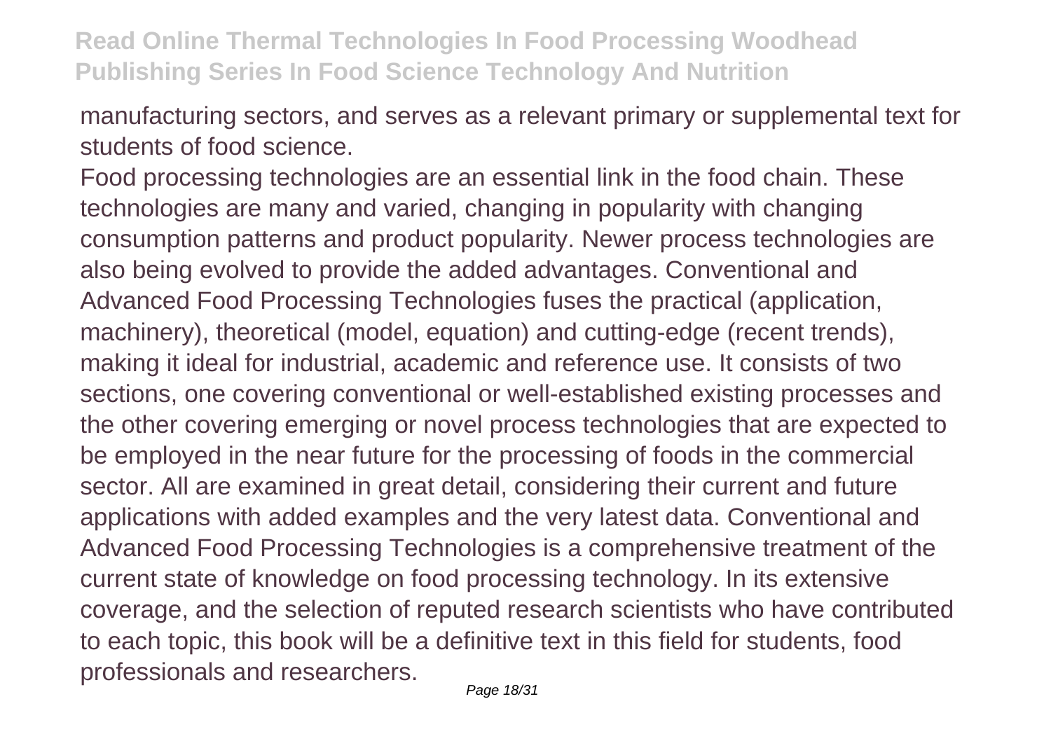manufacturing sectors, and serves as a relevant primary or supplemental text for students of food science.

Food processing technologies are an essential link in the food chain. These technologies are many and varied, changing in popularity with changing consumption patterns and product popularity. Newer process technologies are also being evolved to provide the added advantages. Conventional and Advanced Food Processing Technologies fuses the practical (application, machinery), theoretical (model, equation) and cutting-edge (recent trends), making it ideal for industrial, academic and reference use. It consists of two sections, one covering conventional or well-established existing processes and the other covering emerging or novel process technologies that are expected to be employed in the near future for the processing of foods in the commercial sector. All are examined in great detail, considering their current and future applications with added examples and the very latest data. Conventional and Advanced Food Processing Technologies is a comprehensive treatment of the current state of knowledge on food processing technology. In its extensive coverage, and the selection of reputed research scientists who have contributed to each topic, this book will be a definitive text in this field for students, food professionals and researchers.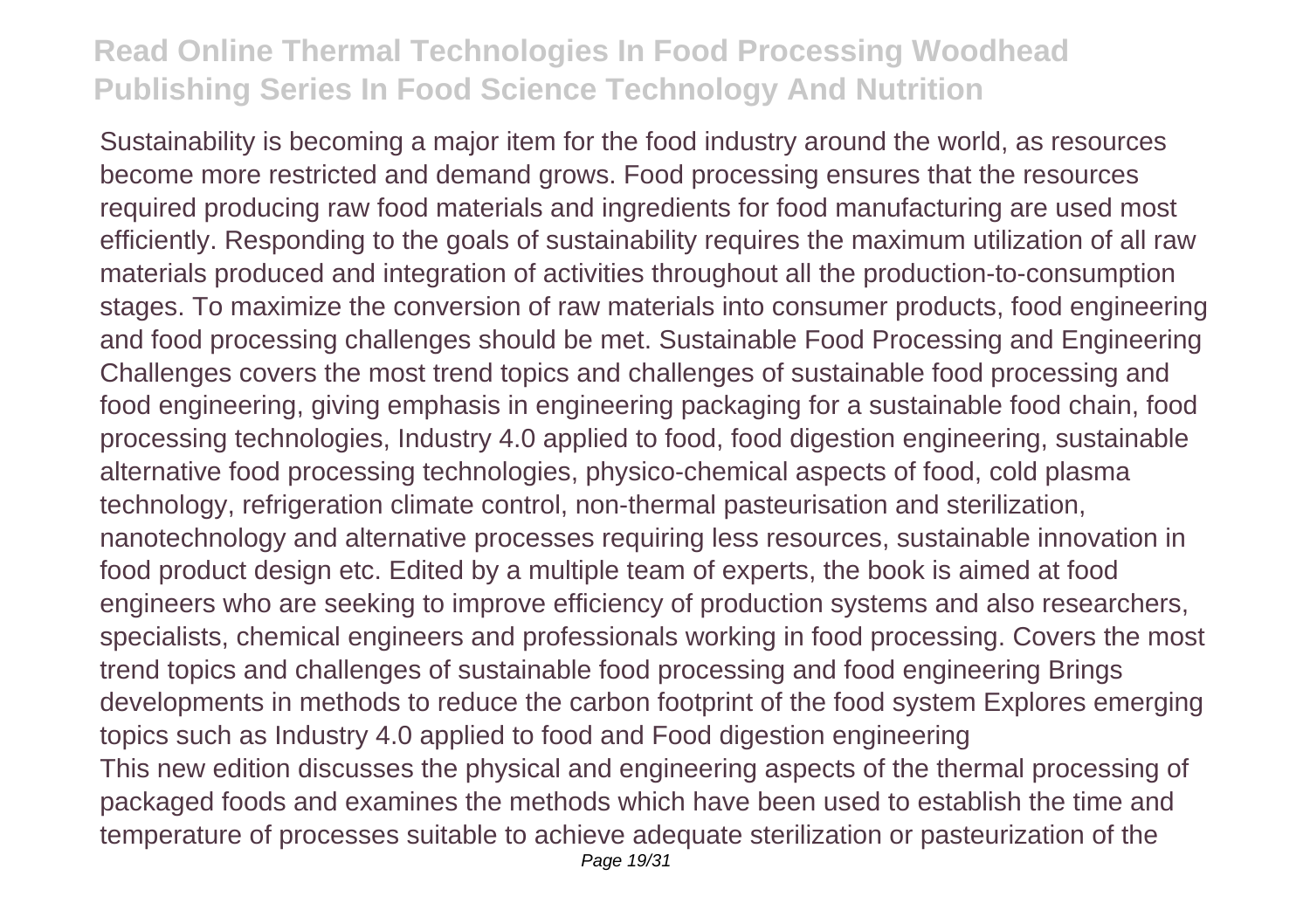Sustainability is becoming a major item for the food industry around the world, as resources become more restricted and demand grows. Food processing ensures that the resources required producing raw food materials and ingredients for food manufacturing are used most efficiently. Responding to the goals of sustainability requires the maximum utilization of all raw materials produced and integration of activities throughout all the production-to-consumption stages. To maximize the conversion of raw materials into consumer products, food engineering and food processing challenges should be met. Sustainable Food Processing and Engineering Challenges covers the most trend topics and challenges of sustainable food processing and food engineering, giving emphasis in engineering packaging for a sustainable food chain, food processing technologies, Industry 4.0 applied to food, food digestion engineering, sustainable alternative food processing technologies, physico-chemical aspects of food, cold plasma technology, refrigeration climate control, non-thermal pasteurisation and sterilization, nanotechnology and alternative processes requiring less resources, sustainable innovation in food product design etc. Edited by a multiple team of experts, the book is aimed at food engineers who are seeking to improve efficiency of production systems and also researchers, specialists, chemical engineers and professionals working in food processing. Covers the most trend topics and challenges of sustainable food processing and food engineering Brings developments in methods to reduce the carbon footprint of the food system Explores emerging topics such as Industry 4.0 applied to food and Food digestion engineering

This new edition discusses the physical and engineering aspects of the thermal processing of packaged foods and examines the methods which have been used to establish the time and temperature of processes suitable to achieve adequate sterilization or pasteurization of the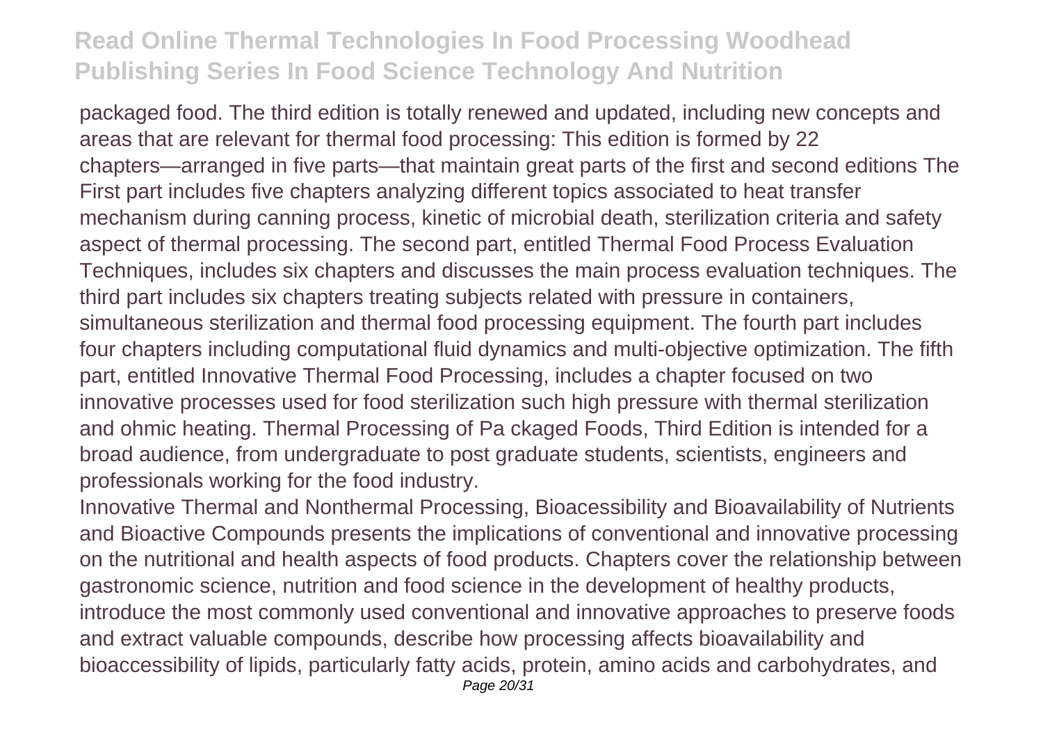packaged food. The third edition is totally renewed and updated, including new concepts and areas that are relevant for thermal food processing: This edition is formed by 22 chapters—arranged in five parts—that maintain great parts of the first and second editions The First part includes five chapters analyzing different topics associated to heat transfer mechanism during canning process, kinetic of microbial death, sterilization criteria and safety aspect of thermal processing. The second part, entitled Thermal Food Process Evaluation Techniques, includes six chapters and discusses the main process evaluation techniques. The third part includes six chapters treating subjects related with pressure in containers, simultaneous sterilization and thermal food processing equipment. The fourth part includes four chapters including computational fluid dynamics and multi-objective optimization. The fifth part, entitled Innovative Thermal Food Processing, includes a chapter focused on two innovative processes used for food sterilization such high pressure with thermal sterilization and ohmic heating. Thermal Processing of Pa ckaged Foods, Third Edition is intended for a broad audience, from undergraduate to post graduate students, scientists, engineers and professionals working for the food industry.

Innovative Thermal and Nonthermal Processing, Bioacessibility and Bioavailability of Nutrients and Bioactive Compounds presents the implications of conventional and innovative processing on the nutritional and health aspects of food products. Chapters cover the relationship between gastronomic science, nutrition and food science in the development of healthy products, introduce the most commonly used conventional and innovative approaches to preserve foods and extract valuable compounds, describe how processing affects bioavailability and bioaccessibility of lipids, particularly fatty acids, protein, amino acids and carbohydrates, and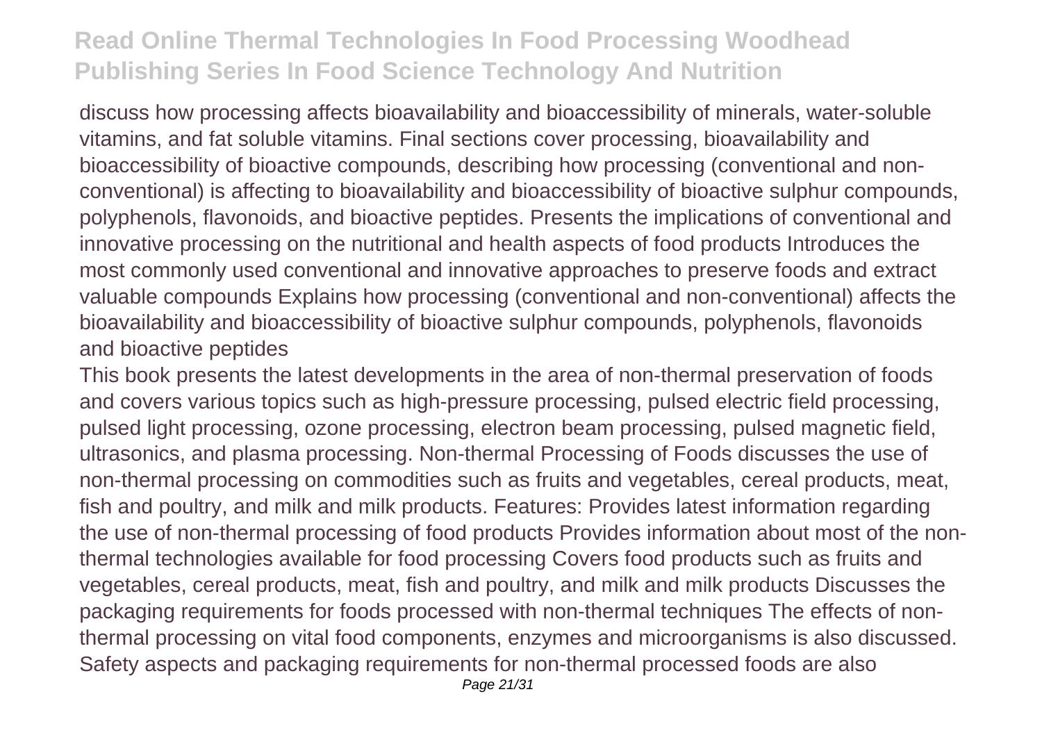discuss how processing affects bioavailability and bioaccessibility of minerals, water-soluble vitamins, and fat soluble vitamins. Final sections cover processing, bioavailability and bioaccessibility of bioactive compounds, describing how processing (conventional and non-conventional) is affecting to bioavailability and bioaccessibility of bioactive sulphur compounds, polyphenols, flavonoids, and bioactive peptides. Presents the implications of conventional and innovative processing on the nutritional and health aspects of food products Introduces the most commonly used conventional and innovative approaches to preserve foods and extract valuable compounds Explains how processing (conventional and non-conventional) affects the bioavailability and bioaccessibility of bioactive sulphur compounds, polyphenols, flavonoids and bioactive peptides

This book presents the latest developments in the area of non-thermal preservation of foods and covers various topics such as high-pressure processing, pulsed electric field processing, pulsed light processing, ozone processing, electron beam processing, pulsed magnetic field, ultrasonics, and plasma processing. Non-thermal Processing of Foods discusses the use of non-thermal processing on commodities such as fruits and vegetables, cereal products, meat, fish and poultry, and milk and milk products. Features: Provides latest information regarding the use of non-thermal processing of food products Provides information about most of the non-thermal technologies available for food processing Covers food products such as fruits and vegetables, cereal products, meat, fish and poultry, and milk and milk products Discusses the packaging requirements for foods processed with non-thermal techniques The effects of non-thermal processing on vital food components, enzymes and microorganisms is also discussed. Safety aspects and packaging requirements for non-thermal processed foods are also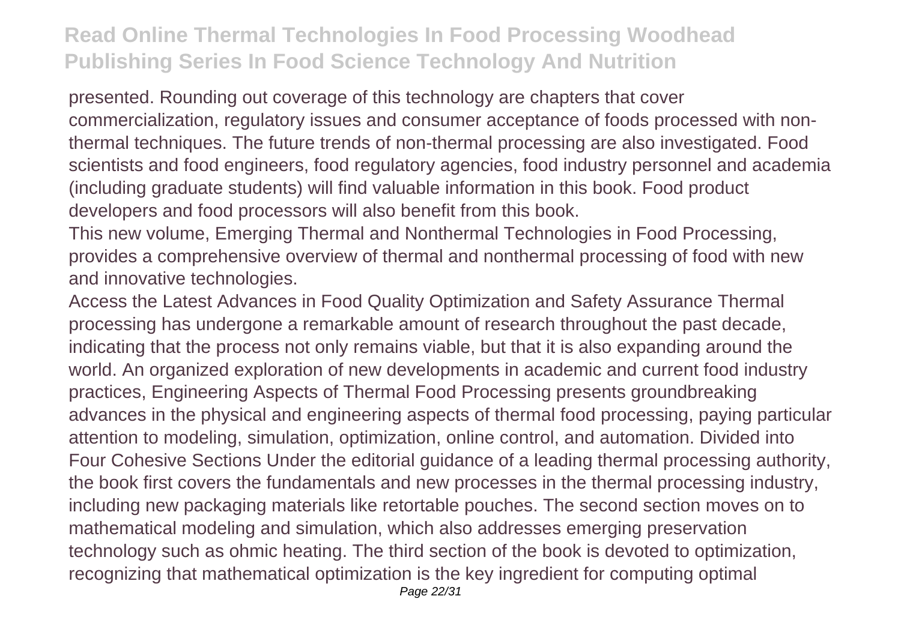presented. Rounding out coverage of this technology are chapters that cover commercialization, regulatory issues and consumer acceptance of foods processed with non-thermal techniques. The future trends of non-thermal processing are also investigated. Food scientists and food engineers, food regulatory agencies, food industry personnel and academia (including graduate students) will find valuable information in this book. Food product developers and food processors will also benefit from this book.

This new volume, Emerging Thermal and Nonthermal Technologies in Food Processing, provides a comprehensive overview of thermal and nonthermal processing of food with new and innovative technologies.

Access the Latest Advances in Food Quality Optimization and Safety Assurance Thermal processing has undergone a remarkable amount of research throughout the past decade, indicating that the process not only remains viable, but that it is also expanding around the world. An organized exploration of new developments in academic and current food industry practices, Engineering Aspects of Thermal Food Processing presents groundbreaking advances in the physical and engineering aspects of thermal food processing, paying particular attention to modeling, simulation, optimization, online control, and automation. Divided into Four Cohesive Sections Under the editorial guidance of a leading thermal processing authority, the book first covers the fundamentals and new processes in the thermal processing industry, including new packaging materials like retortable pouches. The second section moves on to mathematical modeling and simulation, which also addresses emerging preservation technology such as ohmic heating. The third section of the book is devoted to optimization, recognizing that mathematical optimization is the key ingredient for computing optimal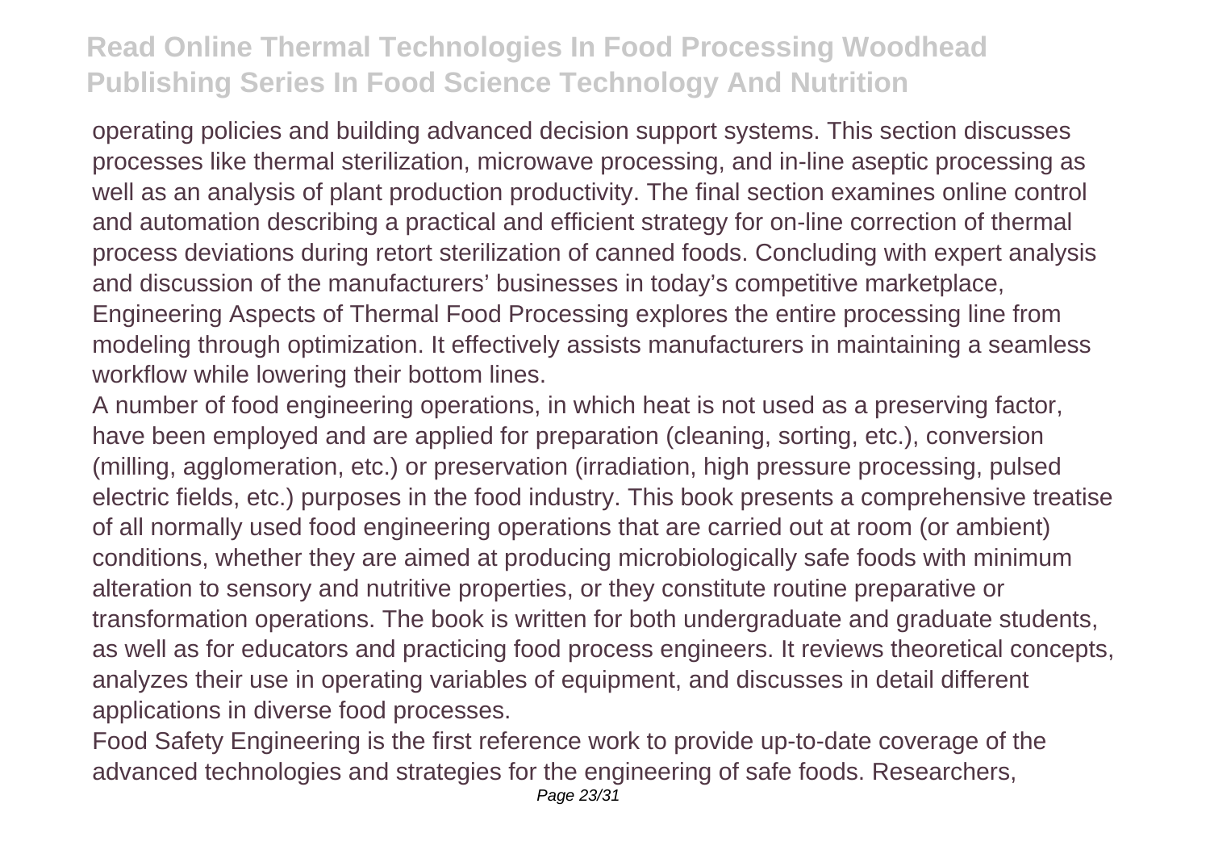operating policies and building advanced decision support systems. This section discusses processes like thermal sterilization, microwave processing, and in-line aseptic processing as well as an analysis of plant production productivity. The final section examines online control and automation describing a practical and efficient strategy for on-line correction of thermal process deviations during retort sterilization of canned foods. Concluding with expert analysis and discussion of the manufacturers' businesses in today's competitive marketplace, Engineering Aspects of Thermal Food Processing explores the entire processing line from modeling through optimization. It effectively assists manufacturers in maintaining a seamless workflow while lowering their bottom lines.

A number of food engineering operations, in which heat is not used as a preserving factor, have been employed and are applied for preparation (cleaning, sorting, etc.), conversion (milling, agglomeration, etc.) or preservation (irradiation, high pressure processing, pulsed electric fields, etc.) purposes in the food industry. This book presents a comprehensive treatise of all normally used food engineering operations that are carried out at room (or ambient) conditions, whether they are aimed at producing microbiologically safe foods with minimum alteration to sensory and nutritive properties, or they constitute routine preparative or transformation operations. The book is written for both undergraduate and graduate students, as well as for educators and practicing food process engineers. It reviews theoretical concepts, analyzes their use in operating variables of equipment, and discusses in detail different applications in diverse food processes.

Food Safety Engineering is the first reference work to provide up-to-date coverage of the advanced technologies and strategies for the engineering of safe foods. Researchers,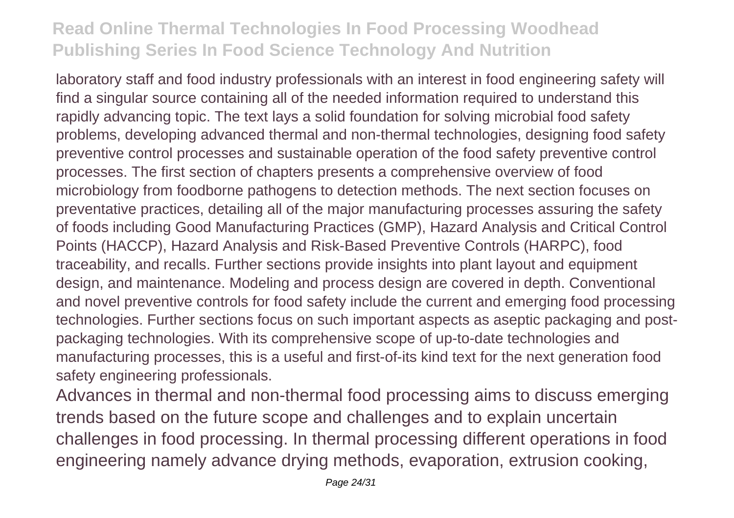laboratory staff and food industry professionals with an interest in food engineering safety will find a singular source containing all of the needed information required to understand this rapidly advancing topic. The text lays a solid foundation for solving microbial food safety problems, developing advanced thermal and non-thermal technologies, designing food safety preventive control processes and sustainable operation of the food safety preventive control processes. The first section of chapters presents a comprehensive overview of food microbiology from foodborne pathogens to detection methods. The next section focuses on preventative practices, detailing all of the major manufacturing processes assuring the safety of foods including Good Manufacturing Practices (GMP), Hazard Analysis and Critical Control Points (HACCP), Hazard Analysis and Risk-Based Preventive Controls (HARPC), food traceability, and recalls. Further sections provide insights into plant layout and equipment design, and maintenance. Modeling and process design are covered in depth. Conventional and novel preventive controls for food safety include the current and emerging food processing technologies. Further sections focus on such important aspects as aseptic packaging and post-packaging technologies. With its comprehensive scope of up-to-date technologies and manufacturing processes, this is a useful and first-of-its kind text for the next generation food safety engineering professionals.

Advances in thermal and non-thermal food processing aims to discuss emerging trends based on the future scope and challenges and to explain uncertain challenges in food processing. In thermal processing different operations in food engineering namely advance drying methods, evaporation, extrusion cooking,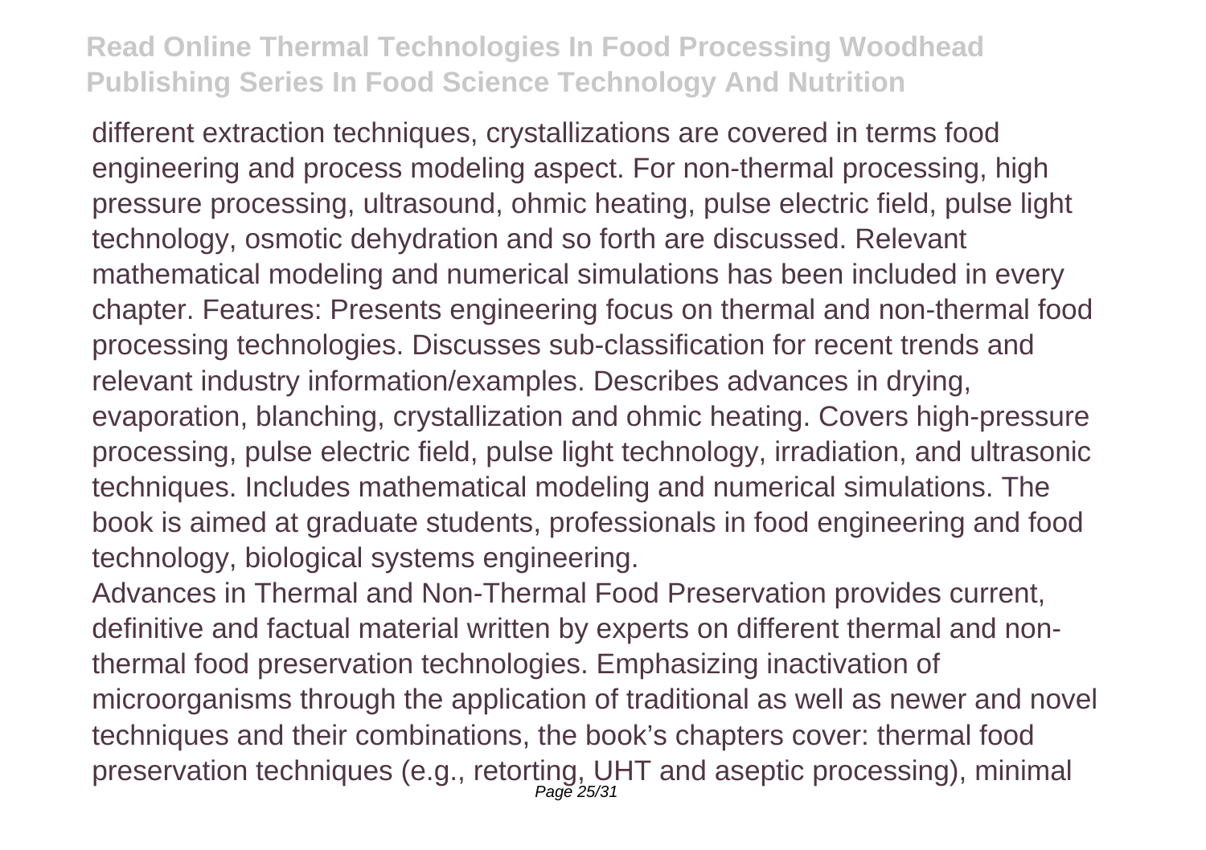different extraction techniques, crystallizations are covered in terms food engineering and process modeling aspect. For non-thermal processing, high pressure processing, ultrasound, ohmic heating, pulse electric field, pulse light technology, osmotic dehydration and so forth are discussed. Relevant mathematical modeling and numerical simulations has been included in every chapter. Features: Presents engineering focus on thermal and non-thermal food processing technologies. Discusses sub-classification for recent trends and relevant industry information/examples. Describes advances in drying, evaporation, blanching, crystallization and ohmic heating. Covers high-pressure processing, pulse electric field, pulse light technology, irradiation, and ultrasonic techniques. Includes mathematical modeling and numerical simulations. The book is aimed at graduate students, professionals in food engineering and food technology, biological systems engineering.

Advances in Thermal and Non-Thermal Food Preservation provides current, definitive and factual material written by experts on different thermal and non-thermal food preservation technologies. Emphasizing inactivation of microorganisms through the application of traditional as well as newer and novel techniques and their combinations, the book's chapters cover: thermal food preservation techniques (e.g., retorting, UHT and aseptic processing), minimal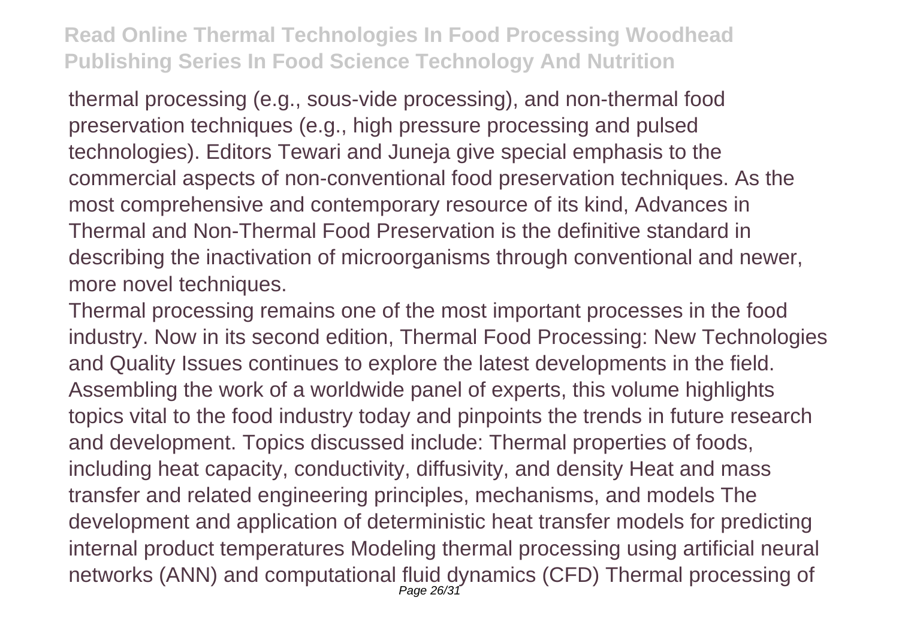thermal processing (e.g., sous-vide processing), and non-thermal food preservation techniques (e.g., high pressure processing and pulsed technologies). Editors Tewari and Juneja give special emphasis to the commercial aspects of non-conventional food preservation techniques. As the most comprehensive and contemporary resource of its kind, Advances in Thermal and Non-Thermal Food Preservation is the definitive standard in describing the inactivation of microorganisms through conventional and newer, more novel techniques.

Thermal processing remains one of the most important processes in the food industry. Now in its second edition, Thermal Food Processing: New Technologies and Quality Issues continues to explore the latest developments in the field. Assembling the work of a worldwide panel of experts, this volume highlights topics vital to the food industry today and pinpoints the trends in future research and development. Topics discussed include: Thermal properties of foods, including heat capacity, conductivity, diffusivity, and density Heat and mass transfer and related engineering principles, mechanisms, and models The development and application of deterministic heat transfer models for predicting internal product temperatures Modeling thermal processing using artificial neural networks (ANN) and computational fluid dynamics (CFD) Thermal processing of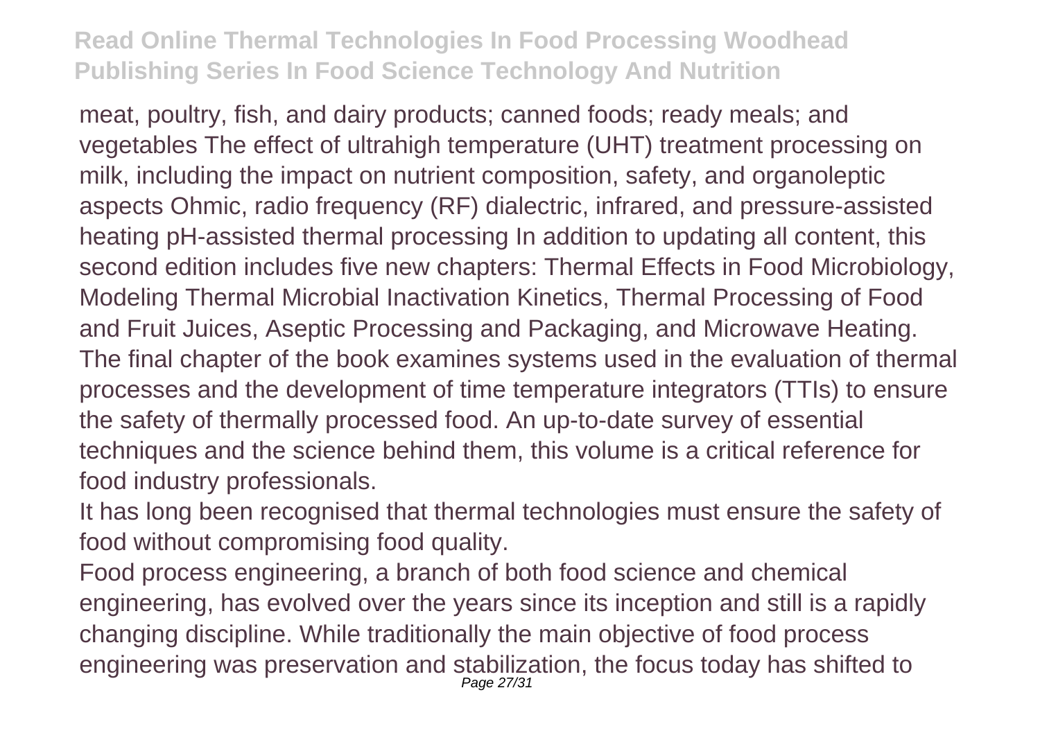meat, poultry, fish, and dairy products; canned foods; ready meals; and vegetables The effect of ultrahigh temperature (UHT) treatment processing on milk, including the impact on nutrient composition, safety, and organoleptic aspects Ohmic, radio frequency (RF) dielectric, infrared, and pressure-assisted heating pH-assisted thermal processing In addition to updating all content, this second edition includes five new chapters: Thermal Effects in Food Microbiology, Modeling Thermal Microbial Inactivation Kinetics, Thermal Processing of Food and Fruit Juices, Aseptic Processing and Packaging, and Microwave Heating. The final chapter of the book examines systems used in the evaluation of thermal processes and the development of time temperature integrators (TTIs) to ensure the safety of thermally processed food. An up-to-date survey of essential techniques and the science behind them, this volume is a critical reference for food industry professionals.

It has long been recognised that thermal technologies must ensure the safety of food without compromising food quality.

Food process engineering, a branch of both food science and chemical engineering, has evolved over the years since its inception and still is a rapidly changing discipline. While traditionally the main objective of food process engineering was preservation and stabilization, the focus today has shifted to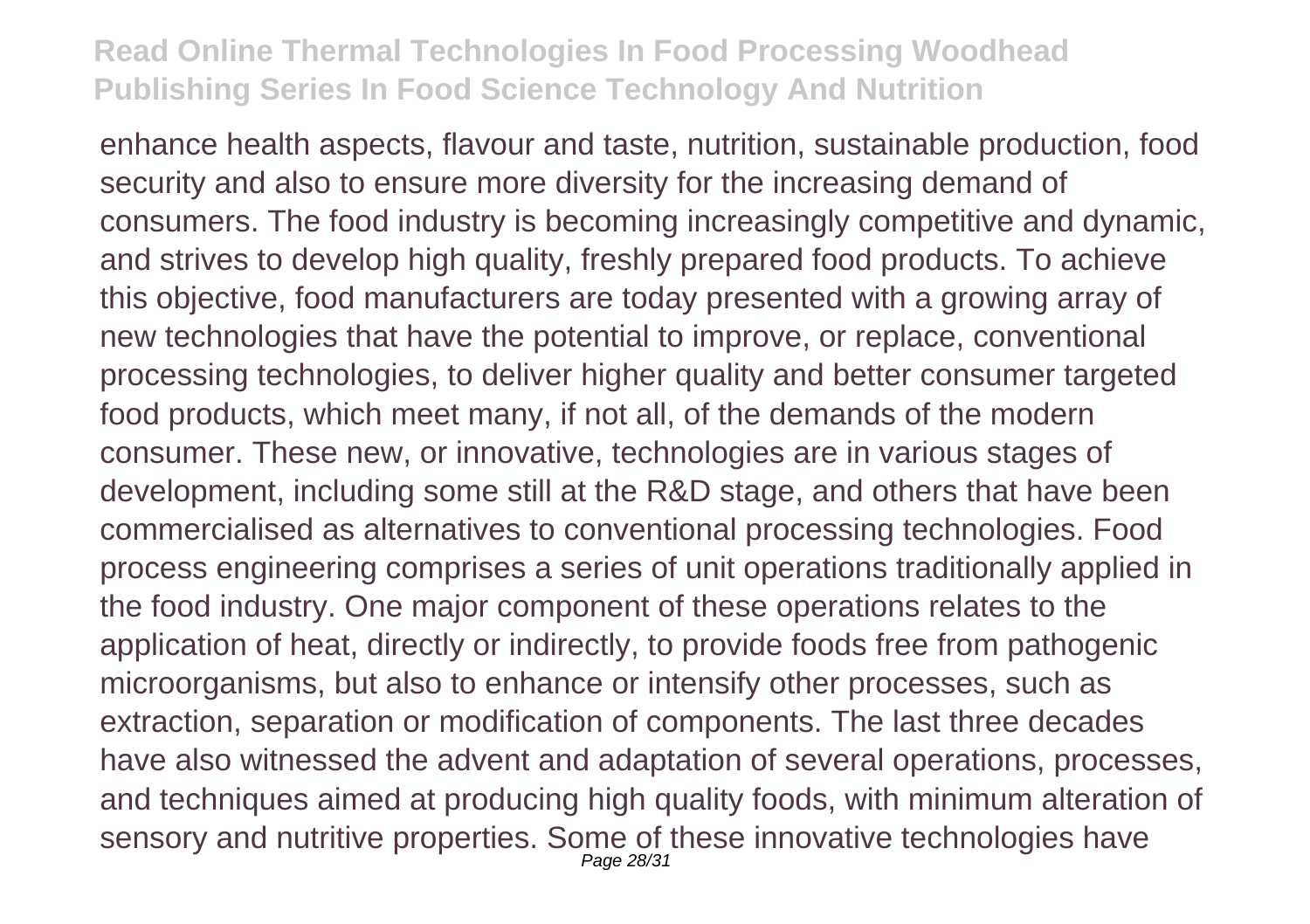enhance health aspects, flavour and taste, nutrition, sustainable production, food security and also to ensure more diversity for the increasing demand of consumers. The food industry is becoming increasingly competitive and dynamic, and strives to develop high quality, freshly prepared food products. To achieve this objective, food manufacturers are today presented with a growing array of new technologies that have the potential to improve, or replace, conventional processing technologies, to deliver higher quality and better consumer targeted food products, which meet many, if not all, of the demands of the modern consumer. These new, or innovative, technologies are in various stages of development, including some still at the R&D stage, and others that have been commercialised as alternatives to conventional processing technologies. Food process engineering comprises a series of unit operations traditionally applied in the food industry. One major component of these operations relates to the application of heat, directly or indirectly, to provide foods free from pathogenic microorganisms, but also to enhance or intensify other processes, such as extraction, separation or modification of components. The last three decades have also witnessed the advent and adaptation of several operations, processes, and techniques aimed at producing high quality foods, with minimum alteration of sensory and nutritive properties. Some of these innovative technologies have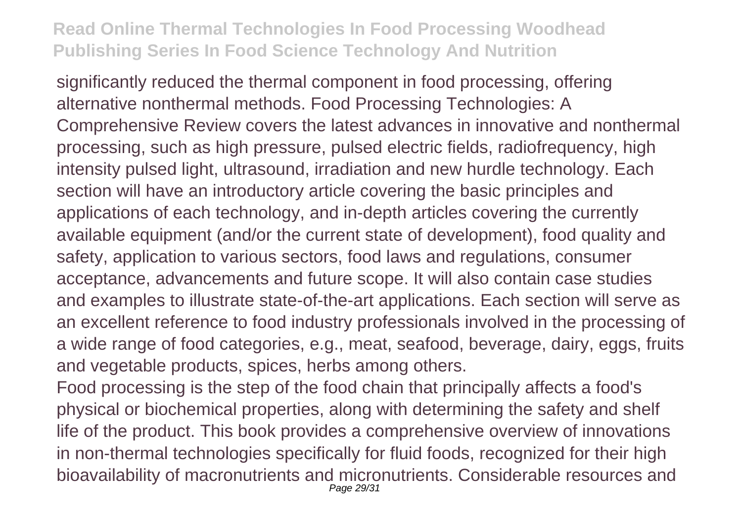significantly reduced the thermal component in food processing, offering alternative nonthermal methods. Food Processing Technologies: A Comprehensive Review covers the latest advances in innovative and nonthermal processing, such as high pressure, pulsed electric fields, radiofrequency, high intensity pulsed light, ultrasound, irradiation and new hurdle technology. Each section will have an introductory article covering the basic principles and applications of each technology, and in-depth articles covering the currently available equipment (and/or the current state of development), food quality and safety, application to various sectors, food laws and regulations, consumer acceptance, advancements and future scope. It will also contain case studies and examples to illustrate state-of-the-art applications. Each section will serve as an excellent reference to food industry professionals involved in the processing of a wide range of food categories, e.g., meat, seafood, beverage, dairy, eggs, fruits and vegetable products, spices, herbs among others.

Food processing is the step of the food chain that principally affects a food's physical or biochemical properties, along with determining the safety and shelf life of the product. This book provides a comprehensive overview of innovations in non-thermal technologies specifically for fluid foods, recognized for their high bioavailability of macronutrients and micronutrients. Considerable resources and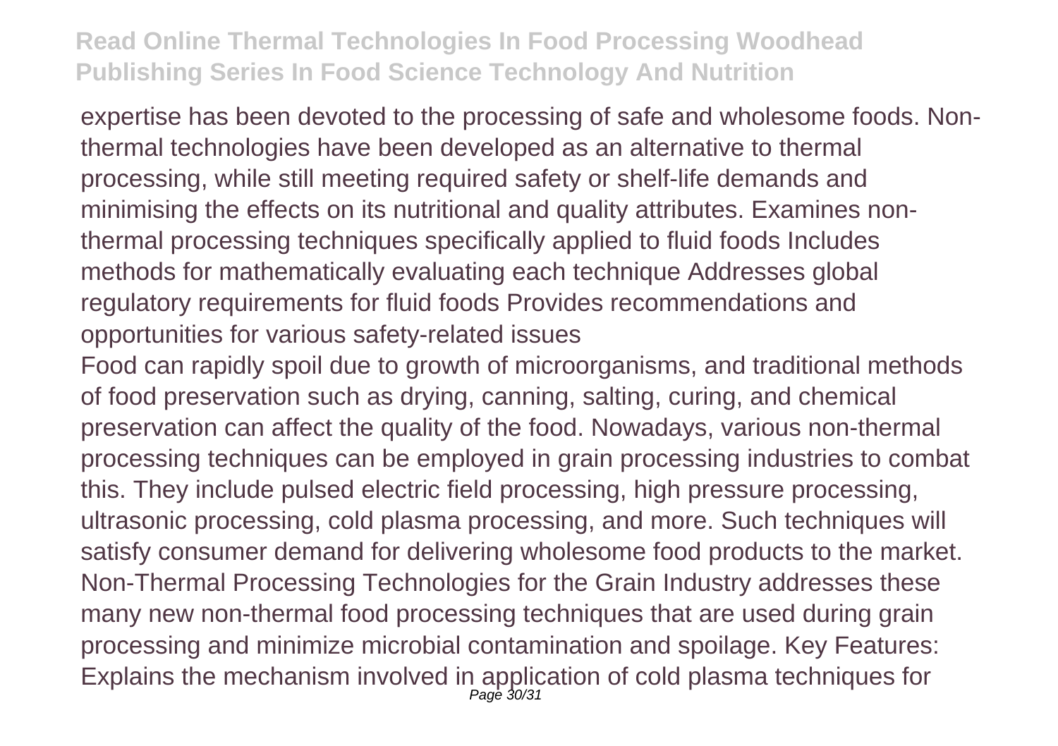expertise has been devoted to the processing of safe and wholesome foods. Non-thermal technologies have been developed as an alternative to thermal processing, while still meeting required safety or shelf-life demands and minimising the effects on its nutritional and quality attributes. Examines non-thermal processing techniques specifically applied to fluid foods Includes methods for mathematically evaluating each technique Addresses global regulatory requirements for fluid foods Provides recommendations and opportunities for various safety-related issues

Food can rapidly spoil due to growth of microorganisms, and traditional methods of food preservation such as drying, canning, salting, curing, and chemical preservation can affect the quality of the food. Nowadays, various non-thermal processing techniques can be employed in grain processing industries to combat this. They include pulsed electric field processing, high pressure processing, ultrasonic processing, cold plasma processing, and more. Such techniques will satisfy consumer demand for delivering wholesome food products to the market. Non-Thermal Processing Technologies for the Grain Industry addresses these many new non-thermal food processing techniques that are used during grain processing and minimize microbial contamination and spoilage. Key Features: Explains the mechanism involved in application of cold plasma techniques for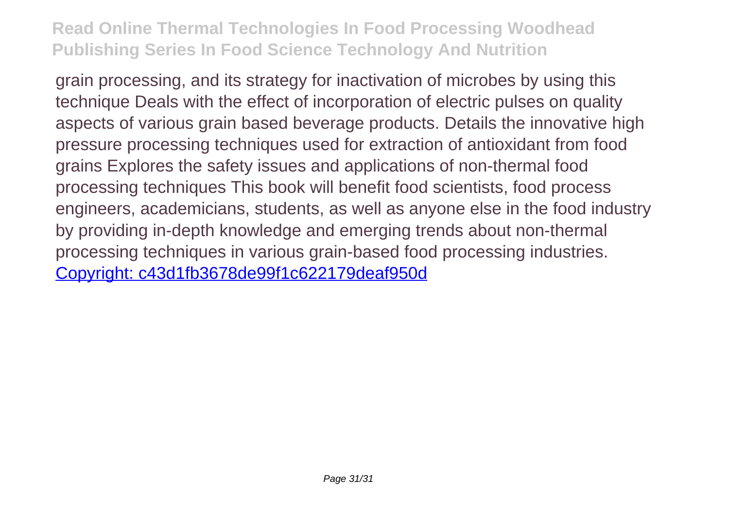grain processing, and its strategy for inactivation of microbes by using this technique Deals with the effect of incorporation of electric pulses on quality aspects of various grain based beverage products. Details the innovative high pressure processing techniques used for extraction of antioxidant from food grains Explores the safety issues and applications of non-thermal food processing techniques This book will benefit food scientists, food process engineers, academicians, students, as well as anyone else in the food industry by providing in-depth knowledge and emerging trends about non-thermal processing techniques in various grain-based food processing industries.

Copyright: c43d1fb3678de99f1c622179deaf950d